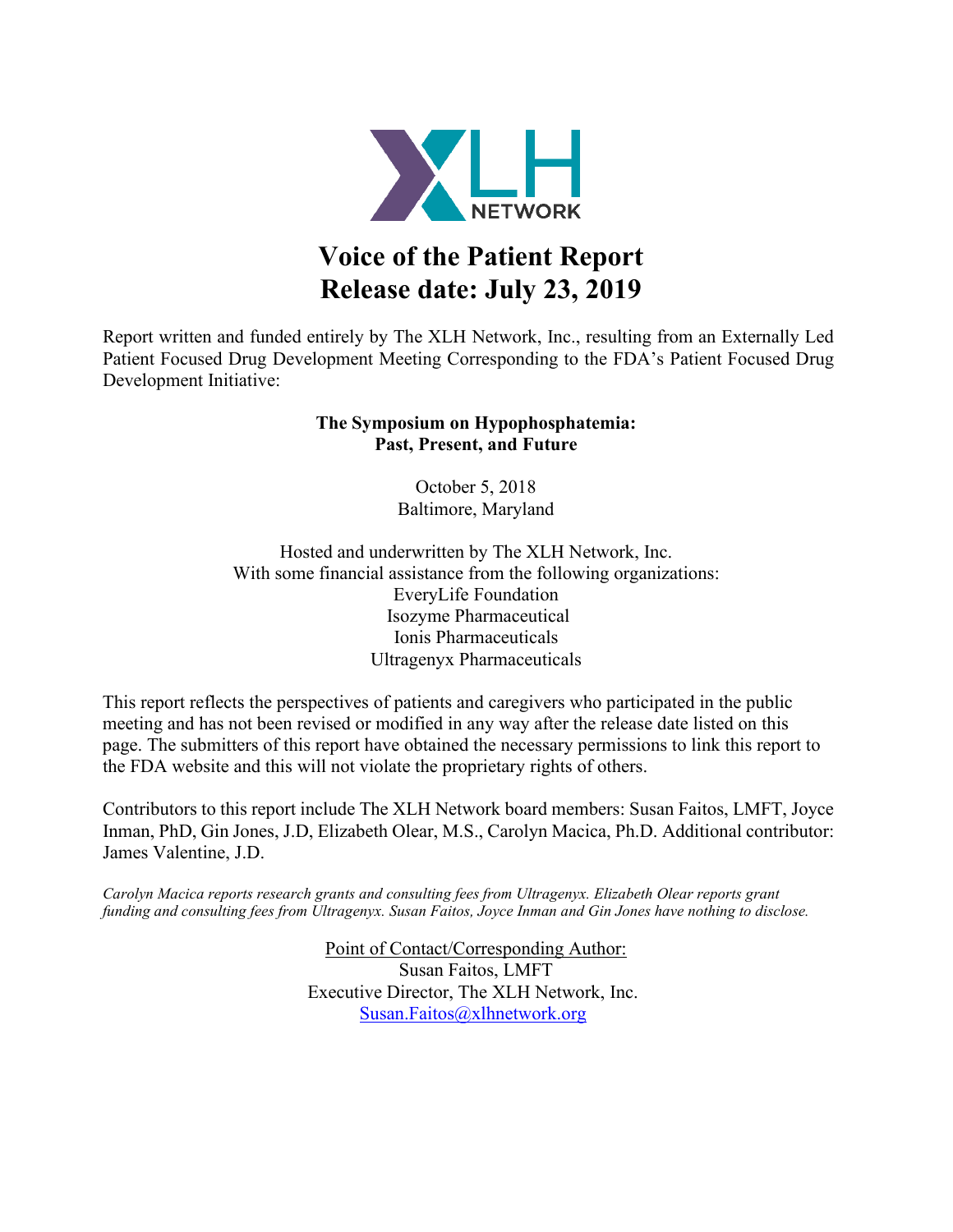XLH NETWORK

# Voice of the Patient Report
# Release date: July 23, 2019

Report written and funded entirely by The XLH Network, Inc., resulting from an Externally Led Patient Focused Drug Development Meeting Corresponding to the FDA's Patient Focused Drug Development Initiative:

**The Symposium on Hypophosphatemia: Past, Present, and Future**

October 5, 2018
Baltimore, Maryland

Hosted and underwritten by The XLH Network, Inc.
With some financial assistance from the following organizations:
EveryLife Foundation
Isozyme Pharmaceutical
Ionis Pharmaceuticals
Ultragenyx Pharmaceuticals

This report reflects the perspectives of patients and caregivers who participated in the public meeting and has not been revised or modified in any way after the release date listed on this page. The submitters of this report have obtained the necessary permissions to link this report to the FDA website and this will not violate the proprietary rights of others.

Contributors to this report include The XLH Network board members: Susan Faitos, LMFT, Joyce Inman, PhD, Gin Jones, J.D, Elizabeth Olear, M.S., Carolyn Macica, Ph.D. Additional contributor: James Valentine, J.D.

*Carolyn Macica reports research grants and consulting fees from Ultragenyx. Elizabeth Olear reports grant funding and consulting fees from Ultragenyx. Susan Faitos, Joyce Inman and Gin Jones have nothing to disclose.*

Point of Contact/Corresponding Author:
Susan Faitos, LMFT
Executive Director, The XLH Network, Inc.
Susan.Faitos@xlhnetwork.org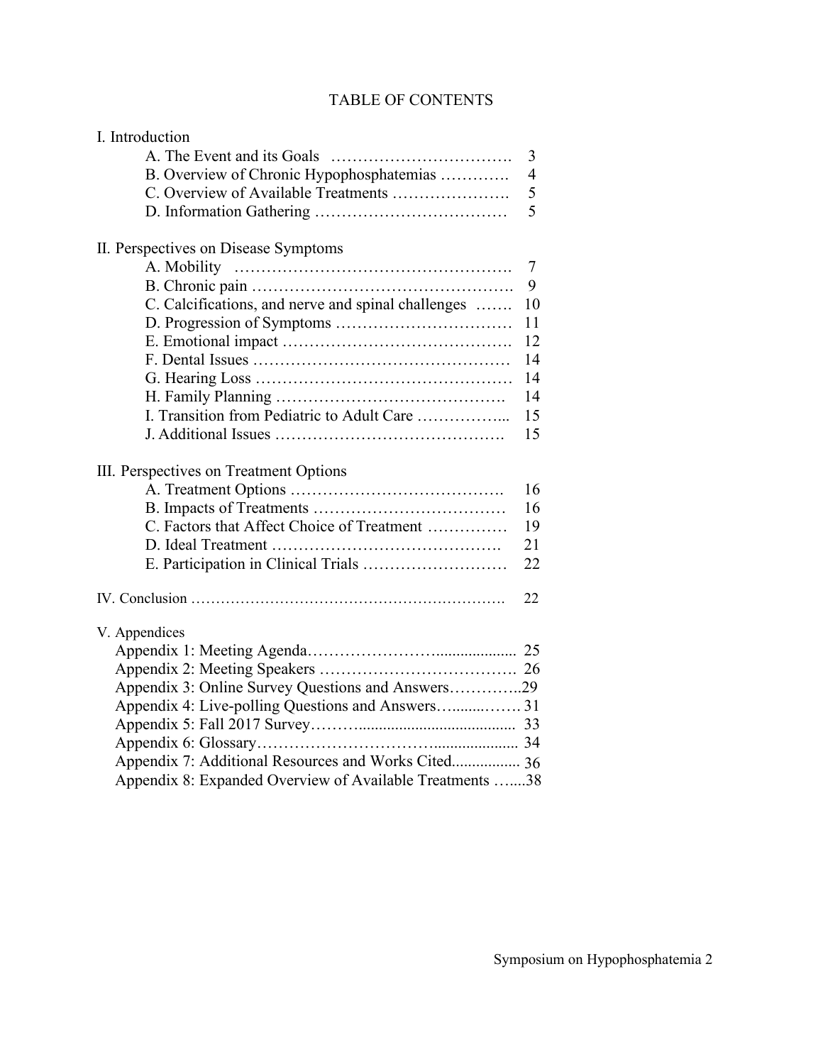# TABLE OF CONTENTS

I. Introduction

- A. The Event and its Goals ……………………………. 3
- B. Overview of Chronic Hypophosphatemias …………. 4
- C. Overview of Available Treatments …………………. 5
- D. Information Gathering ……………………………… 5

II. Perspectives on Disease Symptoms

- A. Mobility ……………………………………………. 7
- B. Chronic pain ………………………………………… 9
- C. Calcifications, and nerve and spinal challenges ……. 10
- D. Progression of Symptoms …………………………… 11
- E. Emotional impact ……………………………………. 12
- F. Dental Issues ………………………………………… 14
- G. Hearing Loss ………………………………………… 14
- H. Family Planning ……………………………………. 14
- I. Transition from Pediatric to Adult Care …………….. 15
- J. Additional Issues ……………………………………. 15

III. Perspectives on Treatment Options

- A. Treatment Options …………………………………. 16
- B. Impacts of Treatments ……………………………… 16
- C. Factors that Affect Choice of Treatment …………… 19
- D. Ideal Treatment ……………………………………. 21
- E. Participation in Clinical Trials ……………………… 22

IV. Conclusion ………………………………………………………. 22

V. Appendices

- Appendix 1: Meeting Agenda…………………….................... 25
- Appendix 2: Meeting Speakers ………………………………. 26
- Appendix 3: Online Survey Questions and Answers…………..29
- Appendix 4: Live-polling Questions and Answers…........……31
- Appendix 5: Fall 2017 Survey……….................................... 33
- Appendix 6: Glossary………………………….................... 34
- Appendix 7: Additional Resources and Works Cited................. 36
- Appendix 8: Expanded Overview of Available Treatments …....38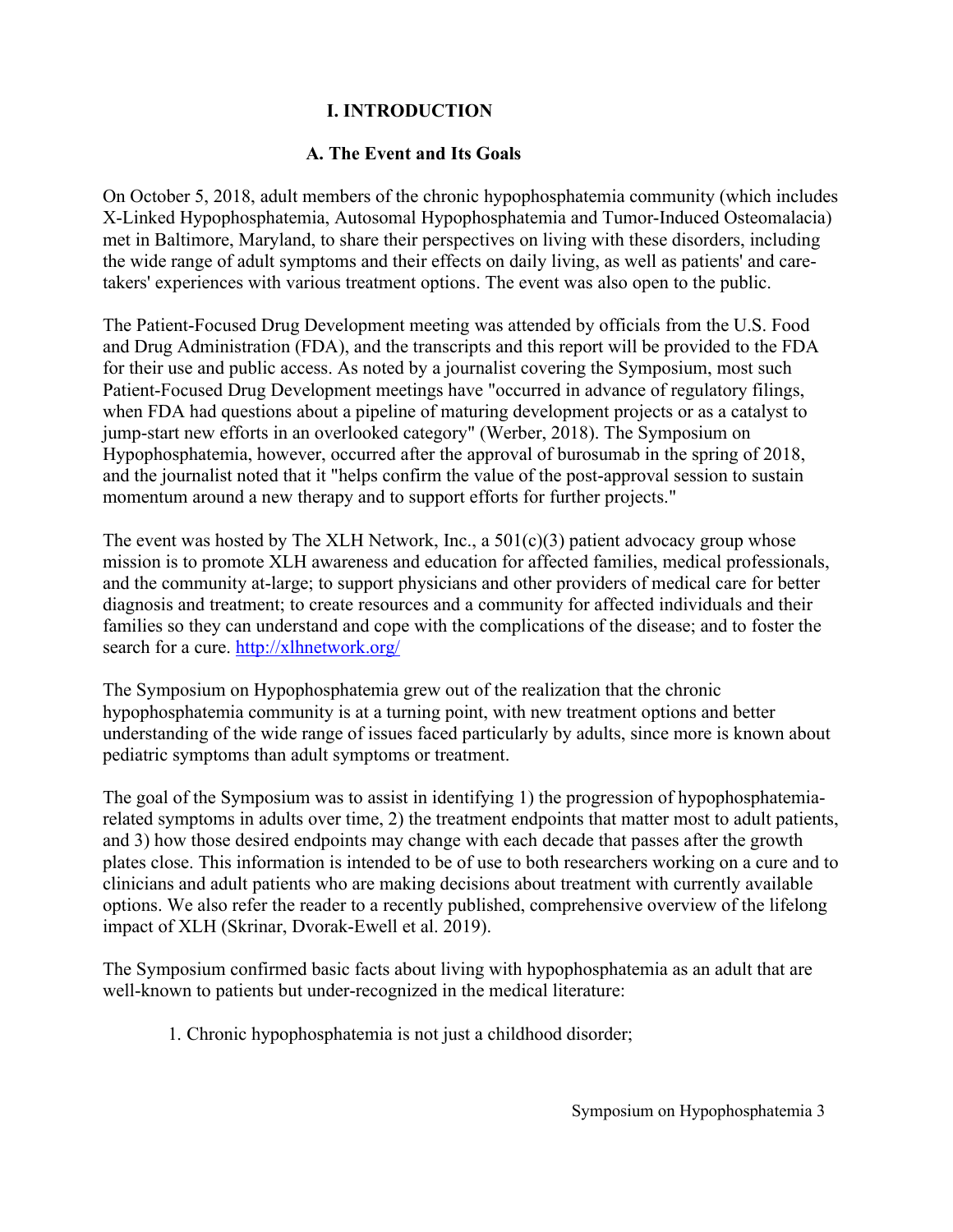# I. INTRODUCTION

## A. The Event and Its Goals

On October 5, 2018, adult members of the chronic hypophosphatemia community (which includes X-Linked Hypophosphatemia, Autosomal Hypophosphatemia and Tumor-Induced Osteomalacia) met in Baltimore, Maryland, to share their perspectives on living with these disorders, including the wide range of adult symptoms and their effects on daily living, as well as patients' and care-takers' experiences with various treatment options. The event was also open to the public.

The Patient-Focused Drug Development meeting was attended by officials from the U.S. Food and Drug Administration (FDA), and the transcripts and this report will be provided to the FDA for their use and public access. As noted by a journalist covering the Symposium, most such Patient-Focused Drug Development meetings have "occurred in advance of regulatory filings, when FDA had questions about a pipeline of maturing development projects or as a catalyst to jump-start new efforts in an overlooked category" (Werber, 2018). The Symposium on Hypophosphatemia, however, occurred after the approval of burosumab in the spring of 2018, and the journalist noted that it "helps confirm the value of the post-approval session to sustain momentum around a new therapy and to support efforts for further projects."

The event was hosted by The XLH Network, Inc., a 501(c)(3) patient advocacy group whose mission is to promote XLH awareness and education for affected families, medical professionals, and the community at-large; to support physicians and other providers of medical care for better diagnosis and treatment; to create resources and a community for affected individuals and their families so they can understand and cope with the complications of the disease; and to foster the search for a cure. http://xlhnetwork.org/

The Symposium on Hypophosphatemia grew out of the realization that the chronic hypophosphatemia community is at a turning point, with new treatment options and better understanding of the wide range of issues faced particularly by adults, since more is known about pediatric symptoms than adult symptoms or treatment.

The goal of the Symposium was to assist in identifying 1) the progression of hypophosphatemia-related symptoms in adults over time, 2) the treatment endpoints that matter most to adult patients, and 3) how those desired endpoints may change with each decade that passes after the growth plates close. This information is intended to be of use to both researchers working on a cure and to clinicians and adult patients who are making decisions about treatment with currently available options. We also refer the reader to a recently published, comprehensive overview of the lifelong impact of XLH (Skrinar, Dvorak-Ewell et al. 2019).

The Symposium confirmed basic facts about living with hypophosphatemia as an adult that are well-known to patients but under-recognized in the medical literature:

1. Chronic hypophosphatemia is not just a childhood disorder;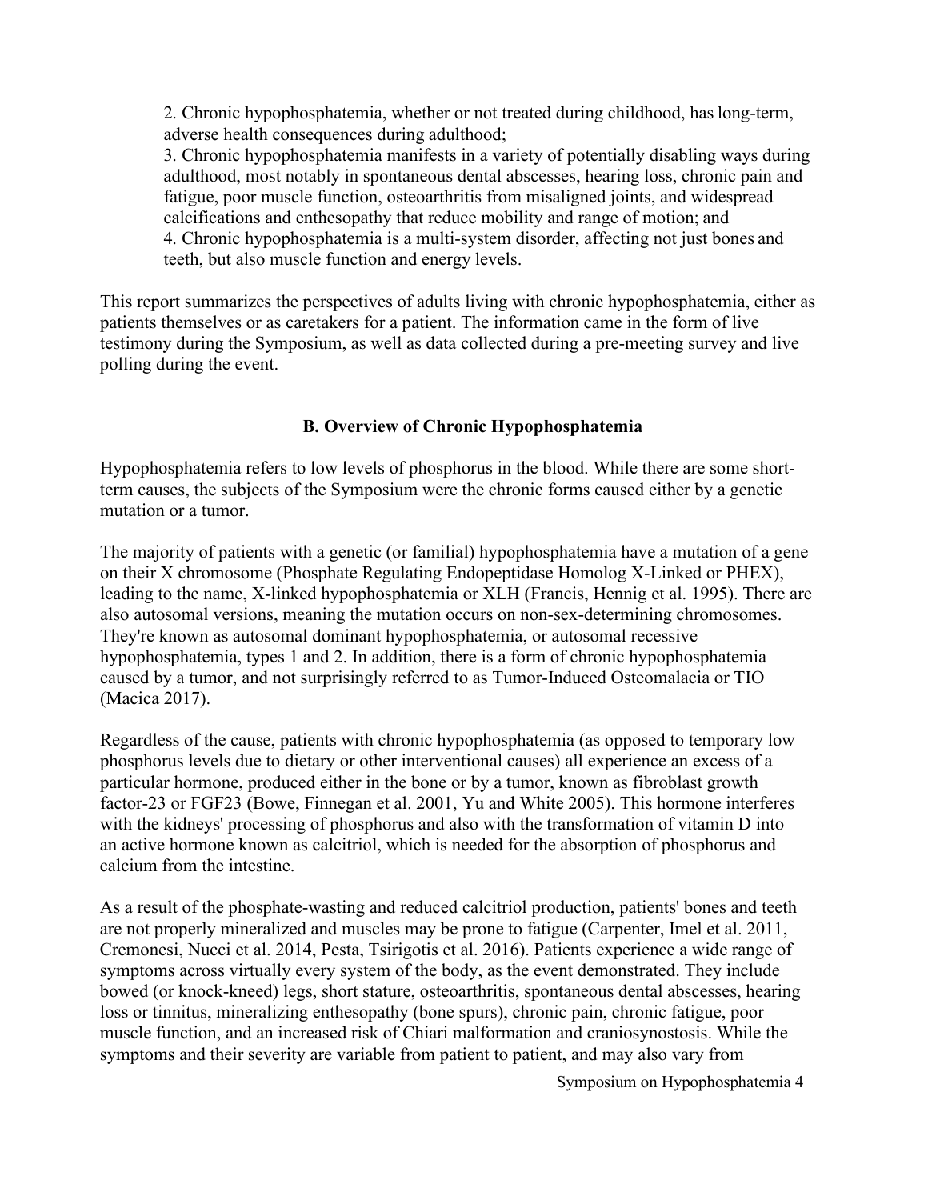2. Chronic hypophosphatemia, whether or not treated during childhood, has long-term, adverse health consequences during adulthood;
3. Chronic hypophosphatemia manifests in a variety of potentially disabling ways during adulthood, most notably in spontaneous dental abscesses, hearing loss, chronic pain and fatigue, poor muscle function, osteoarthritis from misaligned joints, and widespread calcifications and enthesopathy that reduce mobility and range of motion; and
4. Chronic hypophosphatemia is a multi-system disorder, affecting not just bones and teeth, but also muscle function and energy levels.

This report summarizes the perspectives of adults living with chronic hypophosphatemia, either as patients themselves or as caretakers for a patient. The information came in the form of live testimony during the Symposium, as well as data collected during a pre-meeting survey and live polling during the event.

### B. Overview of Chronic Hypophosphatemia

Hypophosphatemia refers to low levels of phosphorus in the blood. While there are some short-term causes, the subjects of the Symposium were the chronic forms caused either by a genetic mutation or a tumor.

The majority of patients with ~~a~~ genetic (or familial) hypophosphatemia have a mutation of a gene on their X chromosome (Phosphate Regulating Endopeptidase Homolog X-Linked or PHEX), leading to the name, X-linked hypophosphatemia or XLH (Francis, Hennig et al. 1995). There are also autosomal versions, meaning the mutation occurs on non-sex-determining chromosomes. They're known as autosomal dominant hypophosphatemia, or autosomal recessive hypophosphatemia, types 1 and 2. In addition, there is a form of chronic hypophosphatemia caused by a tumor, and not surprisingly referred to as Tumor-Induced Osteomalacia or TIO (Macica 2017).

Regardless of the cause, patients with chronic hypophosphatemia (as opposed to temporary low phosphorus levels due to dietary or other interventional causes) all experience an excess of a particular hormone, produced either in the bone or by a tumor, known as fibroblast growth factor-23 or FGF23 (Bowe, Finnegan et al. 2001, Yu and White 2005). This hormone interferes with the kidneys' processing of phosphorus and also with the transformation of vitamin D into an active hormone known as calcitriol, which is needed for the absorption of phosphorus and calcium from the intestine.

As a result of the phosphate-wasting and reduced calcitriol production, patients' bones and teeth are not properly mineralized and muscles may be prone to fatigue (Carpenter, Imel et al. 2011, Cremonesi, Nucci et al. 2014, Pesta, Tsirigotis et al. 2016). Patients experience a wide range of symptoms across virtually every system of the body, as the event demonstrated. They include bowed (or knock-kneed) legs, short stature, osteoarthritis, spontaneous dental abscesses, hearing loss or tinnitus, mineralizing enthesopathy (bone spurs), chronic pain, chronic fatigue, poor muscle function, and an increased risk of Chiari malformation and craniosynostosis. While the symptoms and their severity are variable from patient to patient, and may also vary from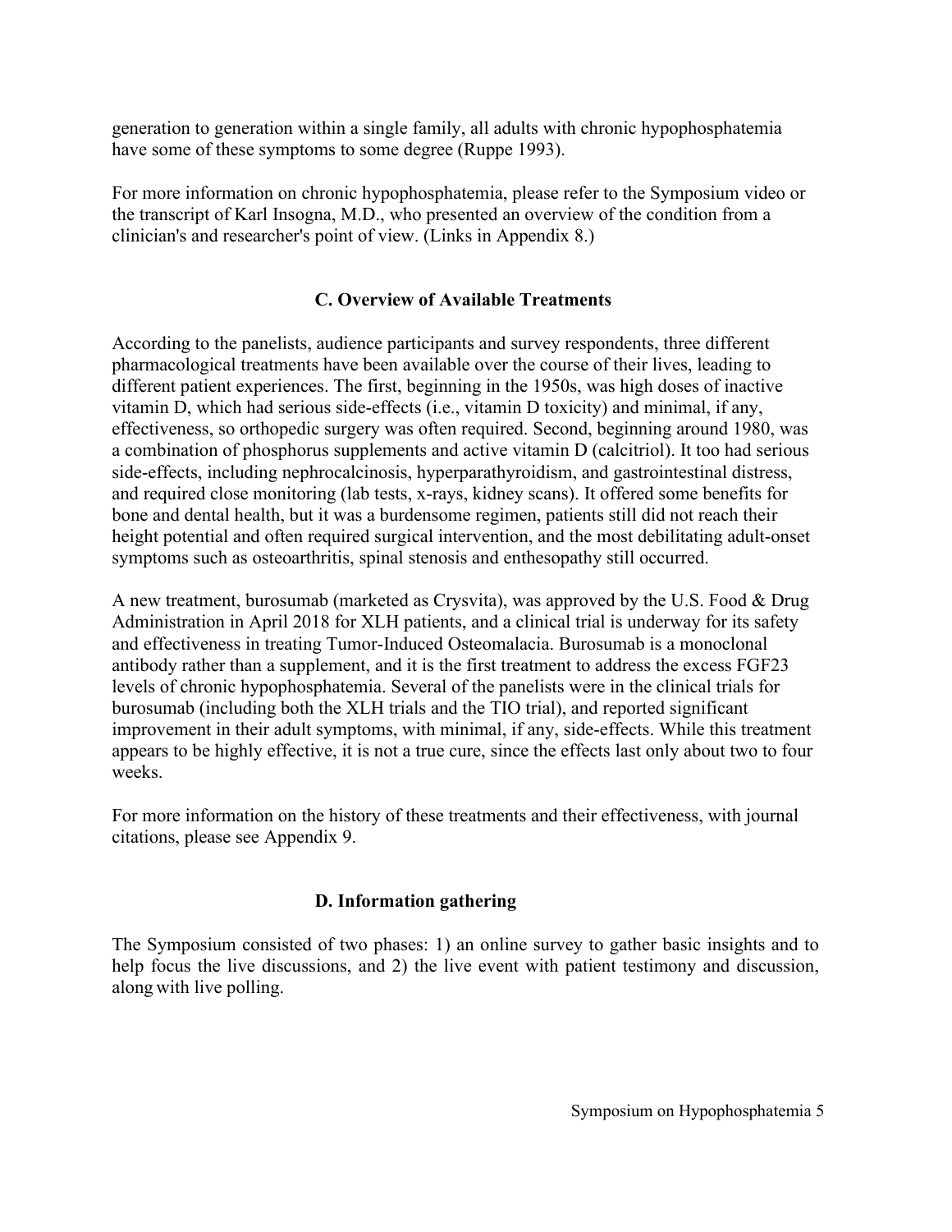generation to generation within a single family, all adults with chronic hypophosphatemia have some of these symptoms to some degree (Ruppe 1993).

For more information on chronic hypophosphatemia, please refer to the Symposium video or the transcript of Karl Insogna, M.D., who presented an overview of the condition from a clinician's and researcher's point of view. (Links in Appendix 8.)

## C. Overview of Available Treatments

According to the panelists, audience participants and survey respondents, three different pharmacological treatments have been available over the course of their lives, leading to different patient experiences. The first, beginning in the 1950s, was high doses of inactive vitamin D, which had serious side-effects (i.e., vitamin D toxicity) and minimal, if any, effectiveness, so orthopedic surgery was often required. Second, beginning around 1980, was a combination of phosphorus supplements and active vitamin D (calcitriol). It too had serious side-effects, including nephrocalcinosis, hyperparathyroidism, and gastrointestinal distress, and required close monitoring (lab tests, x-rays, kidney scans). It offered some benefits for bone and dental health, but it was a burdensome regimen, patients still did not reach their height potential and often required surgical intervention, and the most debilitating adult-onset symptoms such as osteoarthritis, spinal stenosis and enthesopathy still occurred.

A new treatment, burosumab (marketed as Crysvita), was approved by the U.S. Food & Drug Administration in April 2018 for XLH patients, and a clinical trial is underway for its safety and effectiveness in treating Tumor-Induced Osteomalacia. Burosumab is a monoclonal antibody rather than a supplement, and it is the first treatment to address the excess FGF23 levels of chronic hypophosphatemia. Several of the panelists were in the clinical trials for burosumab (including both the XLH trials and the TIO trial), and reported significant improvement in their adult symptoms, with minimal, if any, side-effects. While this treatment appears to be highly effective, it is not a true cure, since the effects last only about two to four weeks.

For more information on the history of these treatments and their effectiveness, with journal citations, please see Appendix 9.

## D. Information gathering

The Symposium consisted of two phases: 1) an online survey to gather basic insights and to help focus the live discussions, and 2) the live event with patient testimony and discussion, along with live polling.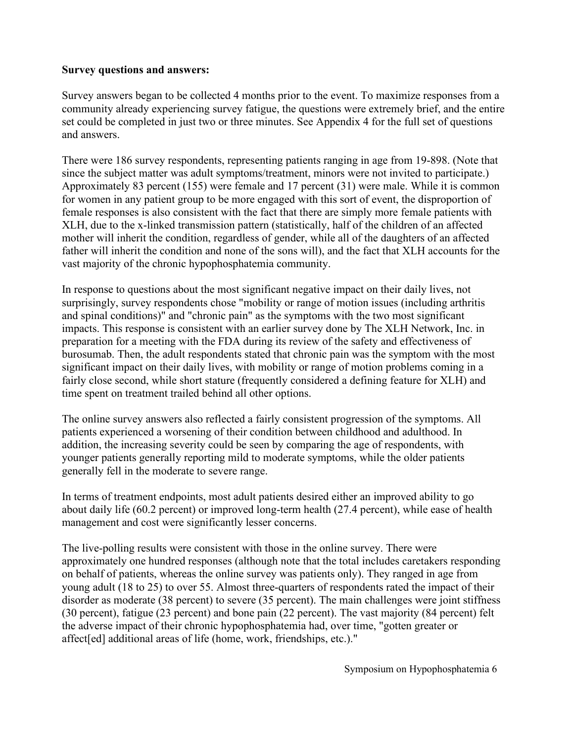**Survey questions and answers:**

Survey answers began to be collected 4 months prior to the event. To maximize responses from a community already experiencing survey fatigue, the questions were extremely brief, and the entire set could be completed in just two or three minutes. See Appendix 4 for the full set of questions and answers.

There were 186 survey respondents, representing patients ranging in age from 19-898. (Note that since the subject matter was adult symptoms/treatment, minors were not invited to participate.) Approximately 83 percent (155) were female and 17 percent (31) were male. While it is common for women in any patient group to be more engaged with this sort of event, the disproportion of female responses is also consistent with the fact that there are simply more female patients with XLH, due to the x-linked transmission pattern (statistically, half of the children of an affected mother will inherit the condition, regardless of gender, while all of the daughters of an affected father will inherit the condition and none of the sons will), and the fact that XLH accounts for the vast majority of the chronic hypophosphatemia community.

In response to questions about the most significant negative impact on their daily lives, not surprisingly, survey respondents chose "mobility or range of motion issues (including arthritis and spinal conditions)" and "chronic pain" as the symptoms with the two most significant impacts. This response is consistent with an earlier survey done by The XLH Network, Inc. in preparation for a meeting with the FDA during its review of the safety and effectiveness of burosumab. Then, the adult respondents stated that chronic pain was the symptom with the most significant impact on their daily lives, with mobility or range of motion problems coming in a fairly close second, while short stature (frequently considered a defining feature for XLH) and time spent on treatment trailed behind all other options.

The online survey answers also reflected a fairly consistent progression of the symptoms. All patients experienced a worsening of their condition between childhood and adulthood. In addition, the increasing severity could be seen by comparing the age of respondents, with younger patients generally reporting mild to moderate symptoms, while the older patients generally fell in the moderate to severe range.

In terms of treatment endpoints, most adult patients desired either an improved ability to go about daily life (60.2 percent) or improved long-term health (27.4 percent), while ease of health management and cost were significantly lesser concerns.

The live-polling results were consistent with those in the online survey. There were approximately one hundred responses (although note that the total includes caretakers responding on behalf of patients, whereas the online survey was patients only). They ranged in age from young adult (18 to 25) to over 55. Almost three-quarters of respondents rated the impact of their disorder as moderate (38 percent) to severe (35 percent). The main challenges were joint stiffness (30 percent), fatigue (23 percent) and bone pain (22 percent). The vast majority (84 percent) felt the adverse impact of their chronic hypophosphatemia had, over time, "gotten greater or affect[ed] additional areas of life (home, work, friendships, etc.)."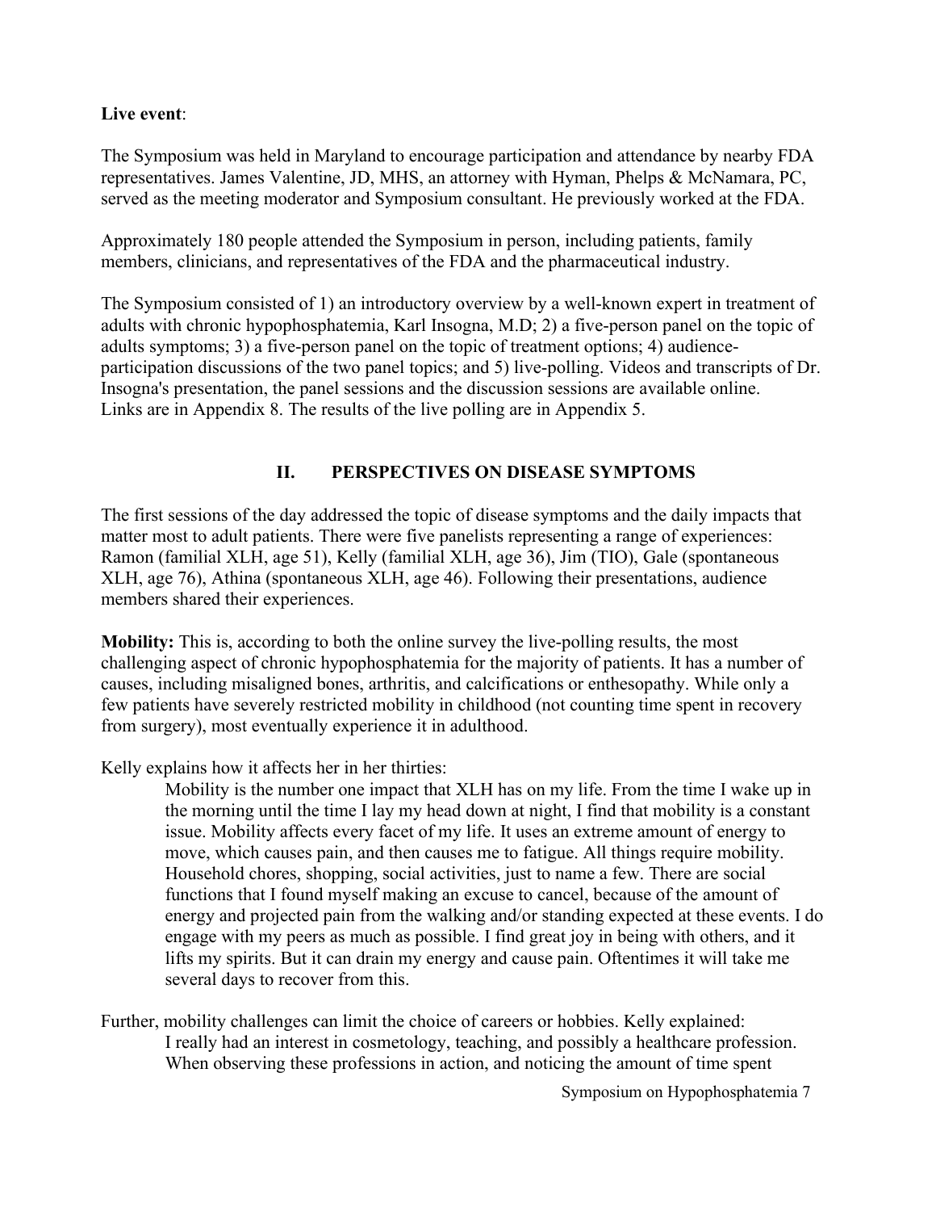**Live event**:

The Symposium was held in Maryland to encourage participation and attendance by nearby FDA representatives. James Valentine, JD, MHS, an attorney with Hyman, Phelps & McNamara, PC, served as the meeting moderator and Symposium consultant. He previously worked at the FDA.

Approximately 180 people attended the Symposium in person, including patients, family members, clinicians, and representatives of the FDA and the pharmaceutical industry.

The Symposium consisted of 1) an introductory overview by a well-known expert in treatment of adults with chronic hypophosphatemia, Karl Insogna, M.D; 2) a five-person panel on the topic of adults symptoms; 3) a five-person panel on the topic of treatment options; 4) audience-participation discussions of the two panel topics; and 5) live-polling. Videos and transcripts of Dr. Insogna's presentation, the panel sessions and the discussion sessions are available online. Links are in Appendix 8. The results of the live polling are in Appendix 5.

## II. PERSPECTIVES ON DISEASE SYMPTOMS

The first sessions of the day addressed the topic of disease symptoms and the daily impacts that matter most to adult patients. There were five panelists representing a range of experiences: Ramon (familial XLH, age 51), Kelly (familial XLH, age 36), Jim (TIO), Gale (spontaneous XLH, age 76), Athina (spontaneous XLH, age 46). Following their presentations, audience members shared their experiences.

**Mobility:** This is, according to both the online survey the live-polling results, the most challenging aspect of chronic hypophosphatemia for the majority of patients. It has a number of causes, including misaligned bones, arthritis, and calcifications or enthesopathy. While only a few patients have severely restricted mobility in childhood (not counting time spent in recovery from surgery), most eventually experience it in adulthood.

Kelly explains how it affects her in her thirties:

> Mobility is the number one impact that XLH has on my life. From the time I wake up in the morning until the time I lay my head down at night, I find that mobility is a constant issue. Mobility affects every facet of my life. It uses an extreme amount of energy to move, which causes pain, and then causes me to fatigue. All things require mobility. Household chores, shopping, social activities, just to name a few. There are social functions that I found myself making an excuse to cancel, because of the amount of energy and projected pain from the walking and/or standing expected at these events. I do engage with my peers as much as possible. I find great joy in being with others, and it lifts my spirits. But it can drain my energy and cause pain. Oftentimes it will take me several days to recover from this.

Further, mobility challenges can limit the choice of careers or hobbies. Kelly explained:

> I really had an interest in cosmetology, teaching, and possibly a healthcare profession. When observing these professions in action, and noticing the amount of time spent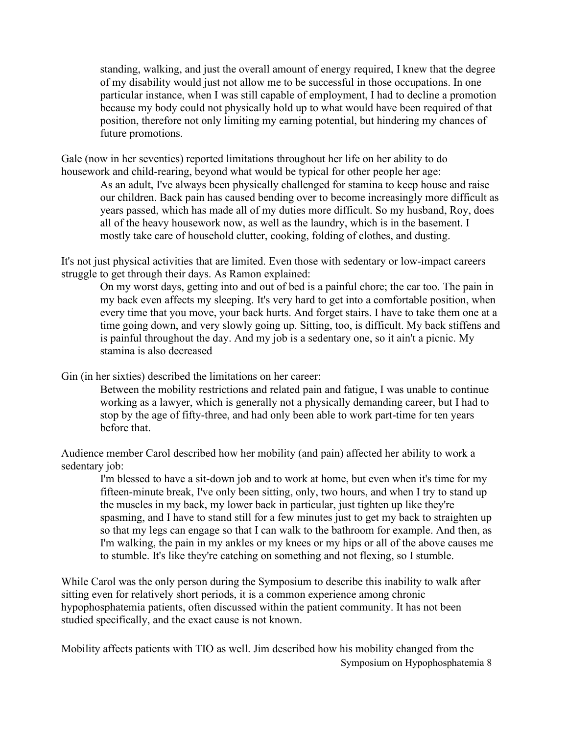> standing, walking, and just the overall amount of energy required, I knew that the degree of my disability would just not allow me to be successful in those occupations. In one particular instance, when I was still capable of employment, I had to decline a promotion because my body could not physically hold up to what would have been required of that position, therefore not only limiting my earning potential, but hindering my chances of future promotions.

Gale (now in her seventies) reported limitations throughout her life on her ability to do housework and child-rearing, beyond what would be typical for other people her age:

> As an adult, I've always been physically challenged for stamina to keep house and raise our children. Back pain has caused bending over to become increasingly more difficult as years passed, which has made all of my duties more difficult. So my husband, Roy, does all of the heavy housework now, as well as the laundry, which is in the basement. I mostly take care of household clutter, cooking, folding of clothes, and dusting.

It's not just physical activities that are limited. Even those with sedentary or low-impact careers struggle to get through their days. As Ramon explained:

> On my worst days, getting into and out of bed is a painful chore; the car too. The pain in my back even affects my sleeping. It's very hard to get into a comfortable position, when every time that you move, your back hurts. And forget stairs. I have to take them one at a time going down, and very slowly going up. Sitting, too, is difficult. My back stiffens and is painful throughout the day. And my job is a sedentary one, so it ain't a picnic. My stamina is also decreased

Gin (in her sixties) described the limitations on her career:

> Between the mobility restrictions and related pain and fatigue, I was unable to continue working as a lawyer, which is generally not a physically demanding career, but I had to stop by the age of fifty-three, and had only been able to work part-time for ten years before that.

Audience member Carol described how her mobility (and pain) affected her ability to work a sedentary job:

> I'm blessed to have a sit-down job and to work at home, but even when it's time for my fifteen-minute break, I've only been sitting, only, two hours, and when I try to stand up the muscles in my back, my lower back in particular, just tighten up like they're spasming, and I have to stand still for a few minutes just to get my back to straighten up so that my legs can engage so that I can walk to the bathroom for example. And then, as I'm walking, the pain in my ankles or my knees or my hips or all of the above causes me to stumble. It's like they're catching on something and not flexing, so I stumble.

While Carol was the only person during the Symposium to describe this inability to walk after sitting even for relatively short periods, it is a common experience among chronic hypophosphatemia patients, often discussed within the patient community. It has not been studied specifically, and the exact cause is not known.

Mobility affects patients with TIO as well. Jim described how his mobility changed from the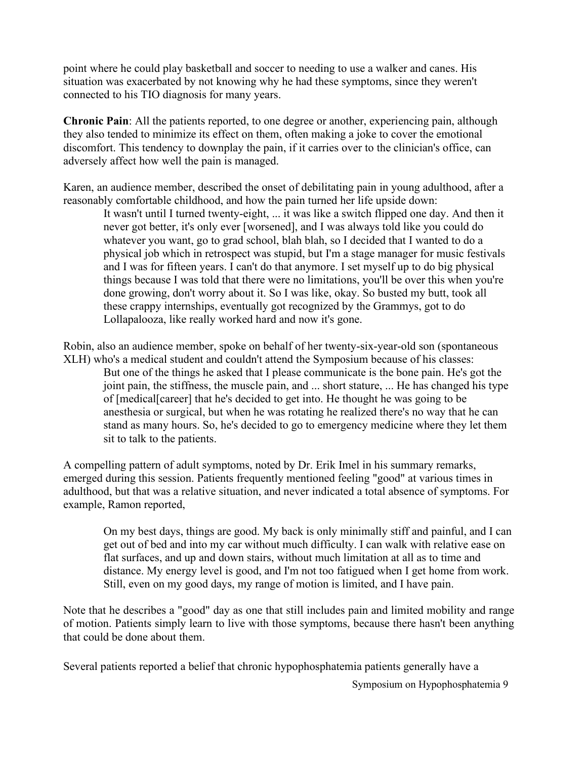point where he could play basketball and soccer to needing to use a walker and canes. His situation was exacerbated by not knowing why he had these symptoms, since they weren't connected to his TIO diagnosis for many years.

**Chronic Pain**: All the patients reported, to one degree or another, experiencing pain, although they also tended to minimize its effect on them, often making a joke to cover the emotional discomfort. This tendency to downplay the pain, if it carries over to the clinician's office, can adversely affect how well the pain is managed.

Karen, an audience member, described the onset of debilitating pain in young adulthood, after a reasonably comfortable childhood, and how the pain turned her life upside down:

> It wasn't until I turned twenty-eight, ... it was like a switch flipped one day. And then it never got better, it's only ever [worsened], and I was always told like you could do whatever you want, go to grad school, blah blah, so I decided that I wanted to do a physical job which in retrospect was stupid, but I'm a stage manager for music festivals and I was for fifteen years. I can't do that anymore. I set myself up to do big physical things because I was told that there were no limitations, you'll be over this when you're done growing, don't worry about it. So I was like, okay. So busted my butt, took all these crappy internships, eventually got recognized by the Grammys, got to do Lollapalooza, like really worked hard and now it's gone.

Robin, also an audience member, spoke on behalf of her twenty-six-year-old son (spontaneous XLH) who's a medical student and couldn't attend the Symposium because of his classes:

> But one of the things he asked that I please communicate is the bone pain. He's got the joint pain, the stiffness, the muscle pain, and ... short stature, ... He has changed his type of [medical[career] that he's decided to get into. He thought he was going to be anesthesia or surgical, but when he was rotating he realized there's no way that he can stand as many hours. So, he's decided to go to emergency medicine where they let them sit to talk to the patients.

A compelling pattern of adult symptoms, noted by Dr. Erik Imel in his summary remarks, emerged during this session. Patients frequently mentioned feeling "good" at various times in adulthood, but that was a relative situation, and never indicated a total absence of symptoms. For example, Ramon reported,

> On my best days, things are good. My back is only minimally stiff and painful, and I can get out of bed and into my car without much difficulty. I can walk with relative ease on flat surfaces, and up and down stairs, without much limitation at all as to time and distance. My energy level is good, and I'm not too fatigued when I get home from work. Still, even on my good days, my range of motion is limited, and I have pain.

Note that he describes a "good" day as one that still includes pain and limited mobility and range of motion. Patients simply learn to live with those symptoms, because there hasn't been anything that could be done about them.

Several patients reported a belief that chronic hypophosphatemia patients generally have a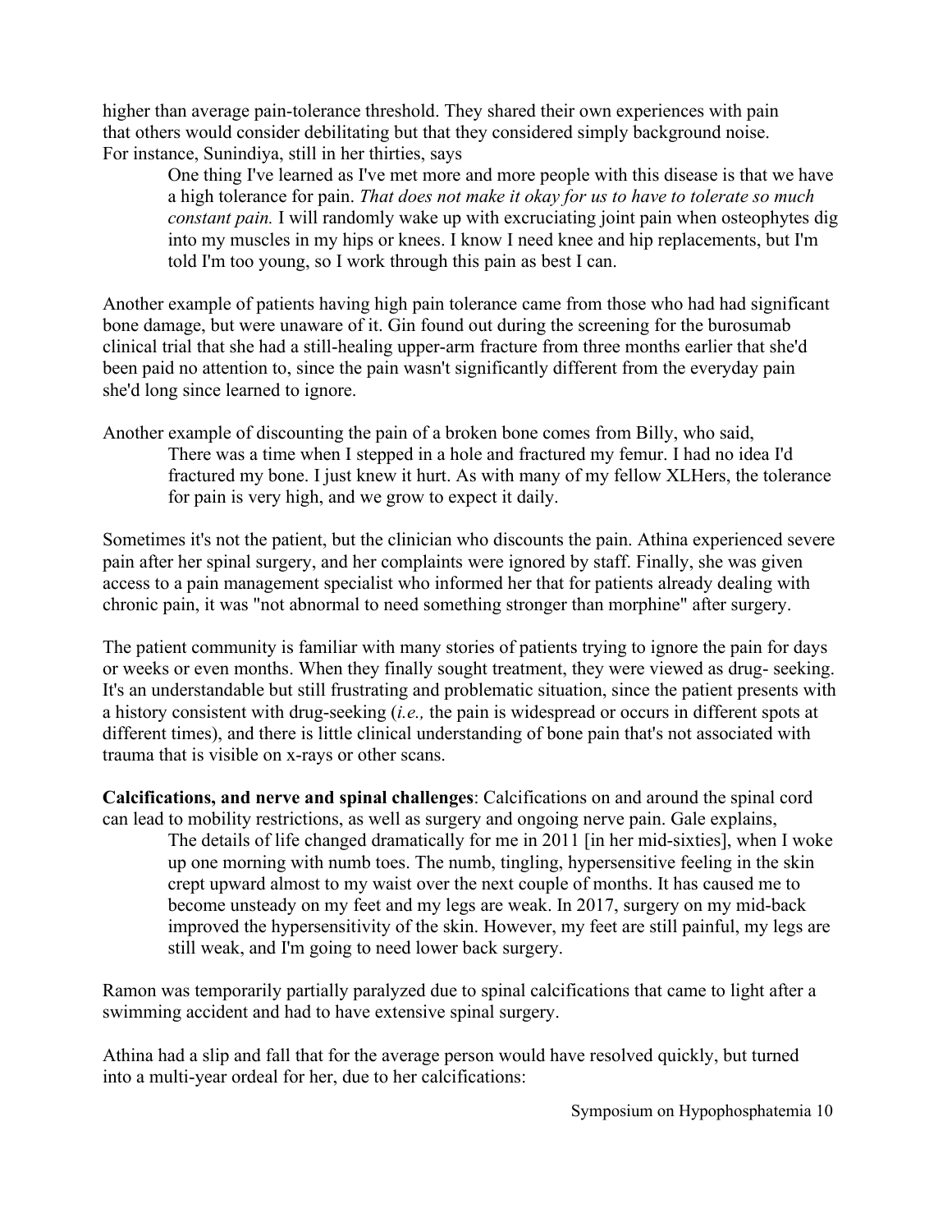higher than average pain-tolerance threshold. They shared their own experiences with pain that others would consider debilitating but that they considered simply background noise. For instance, Sunindiya, still in her thirties, says

> One thing I've learned as I've met more and more people with this disease is that we have a high tolerance for pain. *That does not make it okay for us to have to tolerate so much constant pain.* I will randomly wake up with excruciating joint pain when osteophytes dig into my muscles in my hips or knees. I know I need knee and hip replacements, but I'm told I'm too young, so I work through this pain as best I can.

Another example of patients having high pain tolerance came from those who had had significant bone damage, but were unaware of it. Gin found out during the screening for the burosumab clinical trial that she had a still-healing upper-arm fracture from three months earlier that she'd been paid no attention to, since the pain wasn't significantly different from the everyday pain she'd long since learned to ignore.

Another example of discounting the pain of a broken bone comes from Billy, who said,

> There was a time when I stepped in a hole and fractured my femur. I had no idea I'd fractured my bone. I just knew it hurt. As with many of my fellow XLHers, the tolerance for pain is very high, and we grow to expect it daily.

Sometimes it's not the patient, but the clinician who discounts the pain. Athina experienced severe pain after her spinal surgery, and her complaints were ignored by staff. Finally, she was given access to a pain management specialist who informed her that for patients already dealing with chronic pain, it was "not abnormal to need something stronger than morphine" after surgery.

The patient community is familiar with many stories of patients trying to ignore the pain for days or weeks or even months. When they finally sought treatment, they were viewed as drug- seeking. It's an understandable but still frustrating and problematic situation, since the patient presents with a history consistent with drug-seeking (*i.e.,* the pain is widespread or occurs in different spots at different times), and there is little clinical understanding of bone pain that's not associated with trauma that is visible on x-rays or other scans.

**Calcifications, and nerve and spinal challenges**: Calcifications on and around the spinal cord can lead to mobility restrictions, as well as surgery and ongoing nerve pain. Gale explains,

> The details of life changed dramatically for me in 2011 [in her mid-sixties], when I woke up one morning with numb toes. The numb, tingling, hypersensitive feeling in the skin crept upward almost to my waist over the next couple of months. It has caused me to become unsteady on my feet and my legs are weak. In 2017, surgery on my mid-back improved the hypersensitivity of the skin. However, my feet are still painful, my legs are still weak, and I'm going to need lower back surgery.

Ramon was temporarily partially paralyzed due to spinal calcifications that came to light after a swimming accident and had to have extensive spinal surgery.

Athina had a slip and fall that for the average person would have resolved quickly, but turned into a multi-year ordeal for her, due to her calcifications: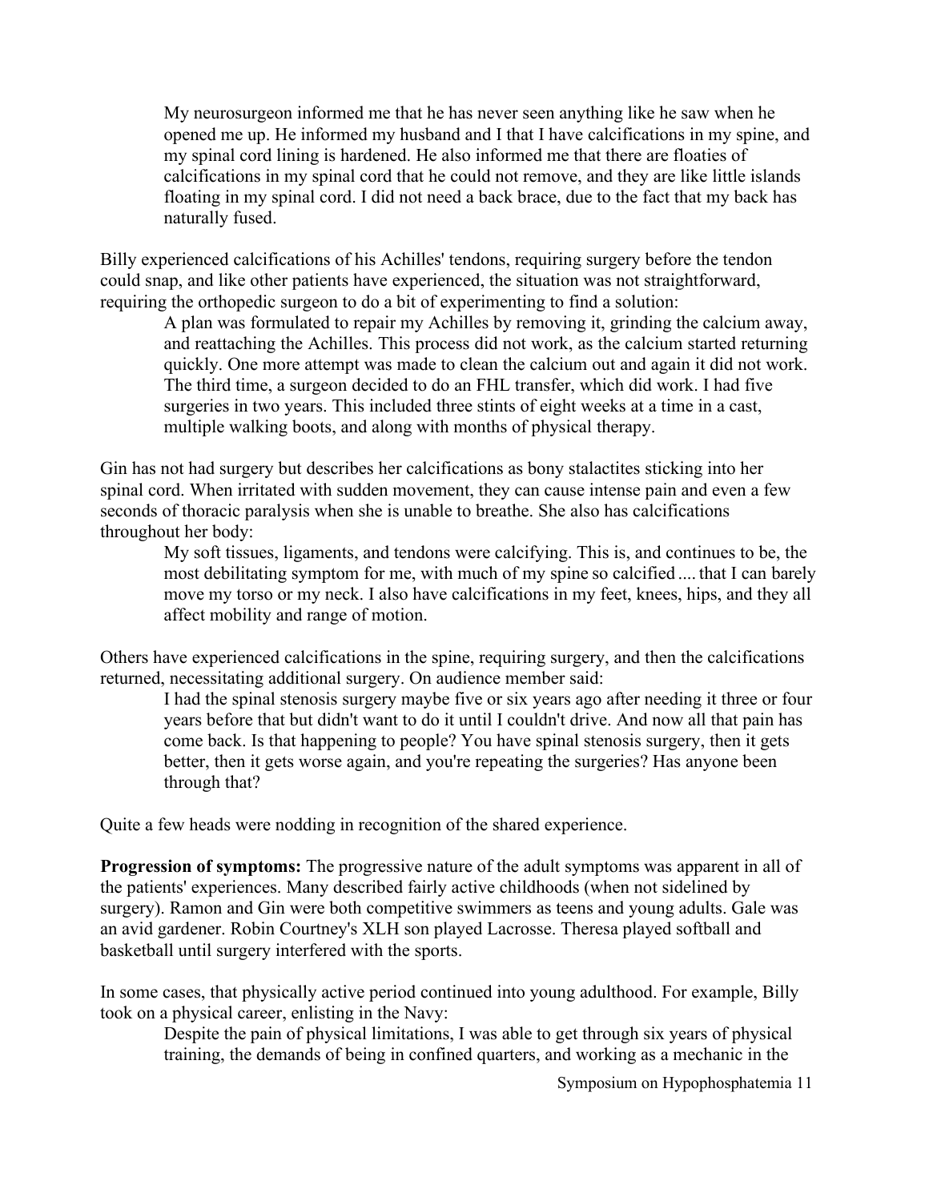> My neurosurgeon informed me that he has never seen anything like he saw when he opened me up. He informed my husband and I that I have calcifications in my spine, and my spinal cord lining is hardened. He also informed me that there are floaties of calcifications in my spinal cord that he could not remove, and they are like little islands floating in my spinal cord. I did not need a back brace, due to the fact that my back has naturally fused.

Billy experienced calcifications of his Achilles' tendons, requiring surgery before the tendon could snap, and like other patients have experienced, the situation was not straightforward, requiring the orthopedic surgeon to do a bit of experimenting to find a solution:

> A plan was formulated to repair my Achilles by removing it, grinding the calcium away, and reattaching the Achilles. This process did not work, as the calcium started returning quickly. One more attempt was made to clean the calcium out and again it did not work. The third time, a surgeon decided to do an FHL transfer, which did work. I had five surgeries in two years. This included three stints of eight weeks at a time in a cast, multiple walking boots, and along with months of physical therapy.

Gin has not had surgery but describes her calcifications as bony stalactites sticking into her spinal cord. When irritated with sudden movement, they can cause intense pain and even a few seconds of thoracic paralysis when she is unable to breathe. She also has calcifications throughout her body:

> My soft tissues, ligaments, and tendons were calcifying. This is, and continues to be, the most debilitating symptom for me, with much of my spine so calcified.... that I can barely move my torso or my neck. I also have calcifications in my feet, knees, hips, and they all affect mobility and range of motion.

Others have experienced calcifications in the spine, requiring surgery, and then the calcifications returned, necessitating additional surgery. On audience member said:

> I had the spinal stenosis surgery maybe five or six years ago after needing it three or four years before that but didn't want to do it until I couldn't drive. And now all that pain has come back. Is that happening to people? You have spinal stenosis surgery, then it gets better, then it gets worse again, and you're repeating the surgeries? Has anyone been through that?

Quite a few heads were nodding in recognition of the shared experience.

**Progression of symptoms:** The progressive nature of the adult symptoms was apparent in all of the patients' experiences. Many described fairly active childhoods (when not sidelined by surgery). Ramon and Gin were both competitive swimmers as teens and young adults. Gale was an avid gardener. Robin Courtney's XLH son played Lacrosse. Theresa played softball and basketball until surgery interfered with the sports.

In some cases, that physically active period continued into young adulthood. For example, Billy took on a physical career, enlisting in the Navy:

> Despite the pain of physical limitations, I was able to get through six years of physical training, the demands of being in confined quarters, and working as a mechanic in the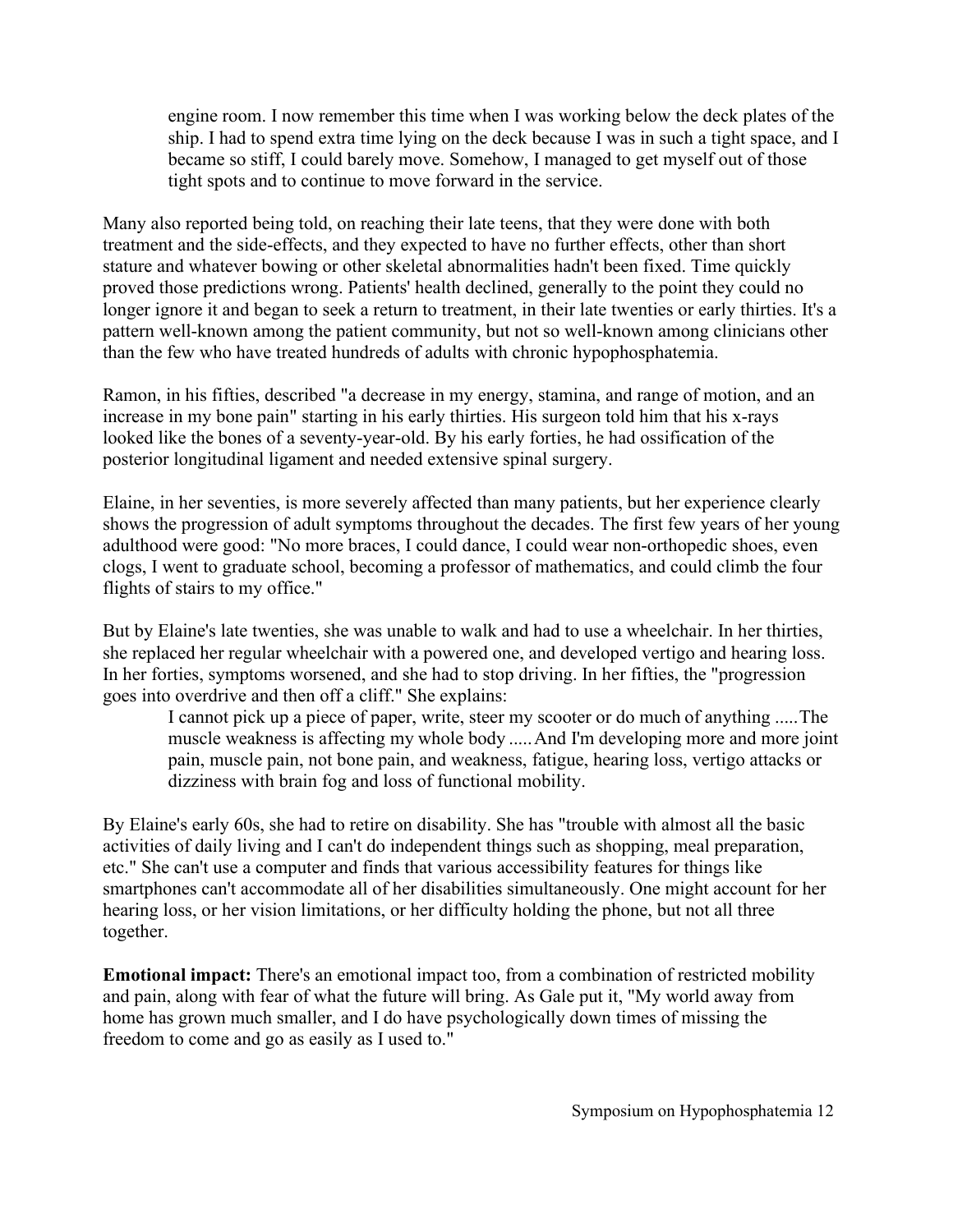> engine room. I now remember this time when I was working below the deck plates of the ship. I had to spend extra time lying on the deck because I was in such a tight space, and I became so stiff, I could barely move. Somehow, I managed to get myself out of those tight spots and to continue to move forward in the service.

Many also reported being told, on reaching their late teens, that they were done with both treatment and the side-effects, and they expected to have no further effects, other than short stature and whatever bowing or other skeletal abnormalities hadn't been fixed. Time quickly proved those predictions wrong. Patients' health declined, generally to the point they could no longer ignore it and began to seek a return to treatment, in their late twenties or early thirties. It's a pattern well-known among the patient community, but not so well-known among clinicians other than the few who have treated hundreds of adults with chronic hypophosphatemia.

Ramon, in his fifties, described "a decrease in my energy, stamina, and range of motion, and an increase in my bone pain" starting in his early thirties. His surgeon told him that his x-rays looked like the bones of a seventy-year-old. By his early forties, he had ossification of the posterior longitudinal ligament and needed extensive spinal surgery.

Elaine, in her seventies, is more severely affected than many patients, but her experience clearly shows the progression of adult symptoms throughout the decades. The first few years of her young adulthood were good: "No more braces, I could dance, I could wear non-orthopedic shoes, even clogs, I went to graduate school, becoming a professor of mathematics, and could climb the four flights of stairs to my office."

But by Elaine's late twenties, she was unable to walk and had to use a wheelchair. In her thirties, she replaced her regular wheelchair with a powered one, and developed vertigo and hearing loss. In her forties, symptoms worsened, and she had to stop driving. In her fifties, the "progression goes into overdrive and then off a cliff." She explains:

> I cannot pick up a piece of paper, write, steer my scooter or do much of anything .....The muscle weakness is affecting my whole body .....And I'm developing more and more joint pain, muscle pain, not bone pain, and weakness, fatigue, hearing loss, vertigo attacks or dizziness with brain fog and loss of functional mobility.

By Elaine's early 60s, she had to retire on disability. She has "trouble with almost all the basic activities of daily living and I can't do independent things such as shopping, meal preparation, etc." She can't use a computer and finds that various accessibility features for things like smartphones can't accommodate all of her disabilities simultaneously. One might account for her hearing loss, or her vision limitations, or her difficulty holding the phone, but not all three together.

**Emotional impact:** There's an emotional impact too, from a combination of restricted mobility and pain, along with fear of what the future will bring. As Gale put it, "My world away from home has grown much smaller, and I do have psychologically down times of missing the freedom to come and go as easily as I used to."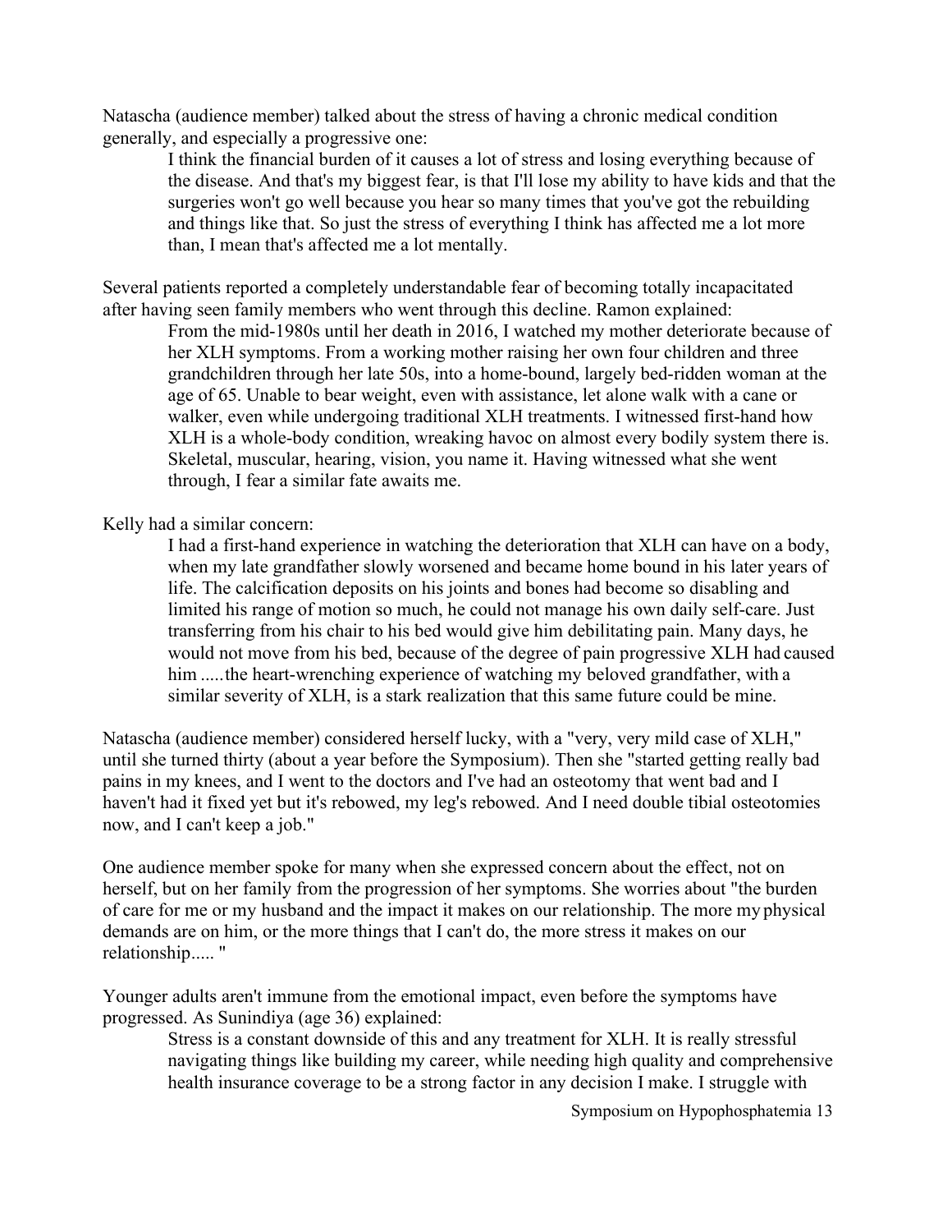Natascha (audience member) talked about the stress of having a chronic medical condition generally, and especially a progressive one:

> I think the financial burden of it causes a lot of stress and losing everything because of the disease. And that's my biggest fear, is that I'll lose my ability to have kids and that the surgeries won't go well because you hear so many times that you've got the rebuilding and things like that. So just the stress of everything I think has affected me a lot more than, I mean that's affected me a lot mentally.

Several patients reported a completely understandable fear of becoming totally incapacitated after having seen family members who went through this decline. Ramon explained:

> From the mid-1980s until her death in 2016, I watched my mother deteriorate because of her XLH symptoms. From a working mother raising her own four children and three grandchildren through her late 50s, into a home-bound, largely bed-ridden woman at the age of 65. Unable to bear weight, even with assistance, let alone walk with a cane or walker, even while undergoing traditional XLH treatments. I witnessed first-hand how XLH is a whole-body condition, wreaking havoc on almost every bodily system there is. Skeletal, muscular, hearing, vision, you name it. Having witnessed what she went through, I fear a similar fate awaits me.

Kelly had a similar concern:

> I had a first-hand experience in watching the deterioration that XLH can have on a body, when my late grandfather slowly worsened and became home bound in his later years of life. The calcification deposits on his joints and bones had become so disabling and limited his range of motion so much, he could not manage his own daily self-care. Just transferring from his chair to his bed would give him debilitating pain. Many days, he would not move from his bed, because of the degree of pain progressive XLH had caused him .....the heart-wrenching experience of watching my beloved grandfather, with a similar severity of XLH, is a stark realization that this same future could be mine.

Natascha (audience member) considered herself lucky, with a "very, very mild case of XLH," until she turned thirty (about a year before the Symposium). Then she "started getting really bad pains in my knees, and I went to the doctors and I've had an osteotomy that went bad and I haven't had it fixed yet but it's rebowed, my leg's rebowed. And I need double tibial osteotomies now, and I can't keep a job."

One audience member spoke for many when she expressed concern about the effect, not on herself, but on her family from the progression of her symptoms. She worries about "the burden of care for me or my husband and the impact it makes on our relationship. The more my physical demands are on him, or the more things that I can't do, the more stress it makes on our relationship..... "

Younger adults aren't immune from the emotional impact, even before the symptoms have progressed. As Sunindiya (age 36) explained:

> Stress is a constant downside of this and any treatment for XLH. It is really stressful navigating things like building my career, while needing high quality and comprehensive health insurance coverage to be a strong factor in any decision I make. I struggle with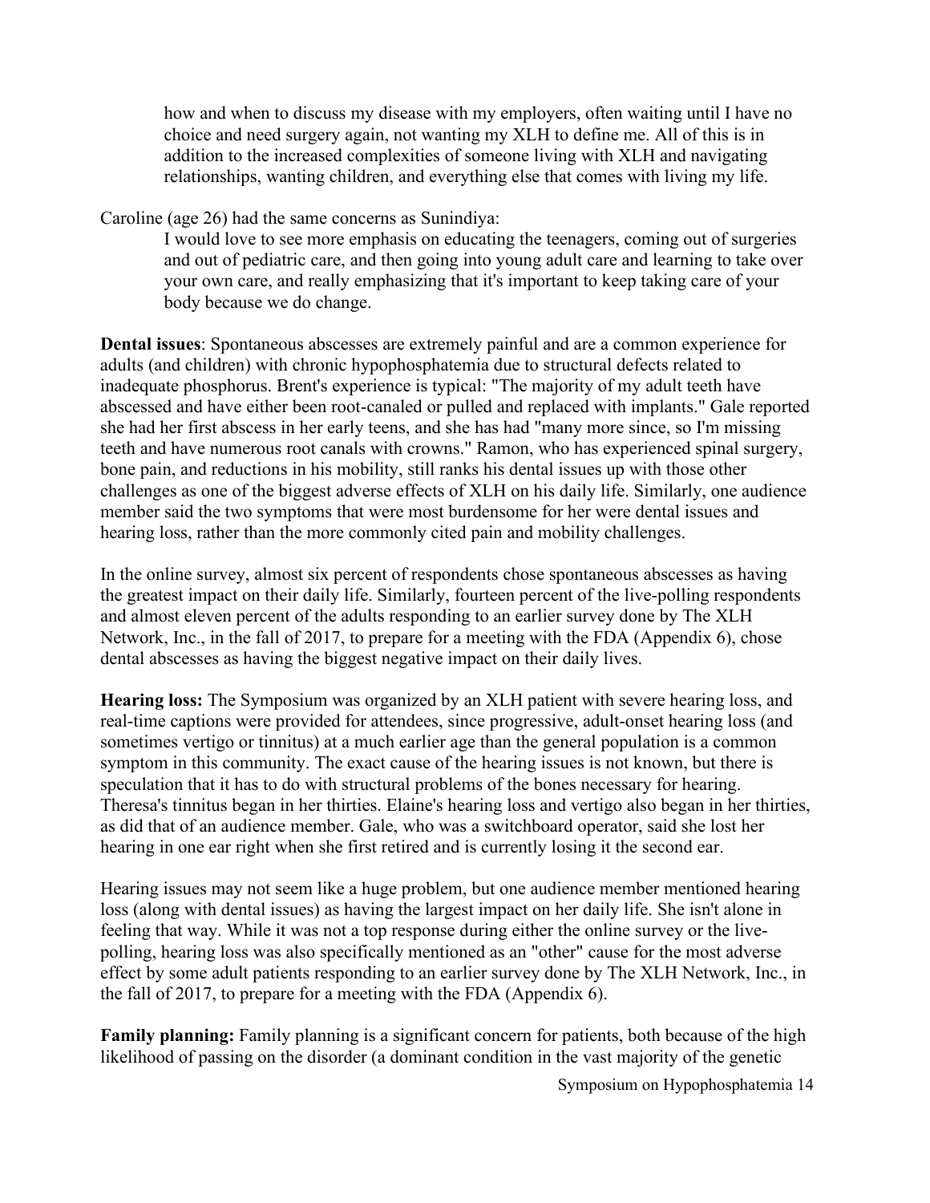> how and when to discuss my disease with my employers, often waiting until I have no choice and need surgery again, not wanting my XLH to define me. All of this is in addition to the increased complexities of someone living with XLH and navigating relationships, wanting children, and everything else that comes with living my life.

Caroline (age 26) had the same concerns as Sunindiya:

> I would love to see more emphasis on educating the teenagers, coming out of surgeries and out of pediatric care, and then going into young adult care and learning to take over your own care, and really emphasizing that it's important to keep taking care of your body because we do change.

**Dental issues**: Spontaneous abscesses are extremely painful and are a common experience for adults (and children) with chronic hypophosphatemia due to structural defects related to inadequate phosphorus. Brent's experience is typical: "The majority of my adult teeth have abscessed and have either been root-canaled or pulled and replaced with implants." Gale reported she had her first abscess in her early teens, and she has had "many more since, so I'm missing teeth and have numerous root canals with crowns." Ramon, who has experienced spinal surgery, bone pain, and reductions in his mobility, still ranks his dental issues up with those other challenges as one of the biggest adverse effects of XLH on his daily life. Similarly, one audience member said the two symptoms that were most burdensome for her were dental issues and hearing loss, rather than the more commonly cited pain and mobility challenges.

In the online survey, almost six percent of respondents chose spontaneous abscesses as having the greatest impact on their daily life. Similarly, fourteen percent of the live-polling respondents and almost eleven percent of the adults responding to an earlier survey done by The XLH Network, Inc., in the fall of 2017, to prepare for a meeting with the FDA (Appendix 6), chose dental abscesses as having the biggest negative impact on their daily lives.

**Hearing loss:** The Symposium was organized by an XLH patient with severe hearing loss, and real-time captions were provided for attendees, since progressive, adult-onset hearing loss (and sometimes vertigo or tinnitus) at a much earlier age than the general population is a common symptom in this community. The exact cause of the hearing issues is not known, but there is speculation that it has to do with structural problems of the bones necessary for hearing. Theresa's tinnitus began in her thirties. Elaine's hearing loss and vertigo also began in her thirties, as did that of an audience member. Gale, who was a switchboard operator, said she lost her hearing in one ear right when she first retired and is currently losing it the second ear.

Hearing issues may not seem like a huge problem, but one audience member mentioned hearing loss (along with dental issues) as having the largest impact on her daily life. She isn't alone in feeling that way. While it was not a top response during either the online survey or the live-polling, hearing loss was also specifically mentioned as an "other" cause for the most adverse effect by some adult patients responding to an earlier survey done by The XLH Network, Inc., in the fall of 2017, to prepare for a meeting with the FDA (Appendix 6).

**Family planning:** Family planning is a significant concern for patients, both because of the high likelihood of passing on the disorder (a dominant condition in the vast majority of the genetic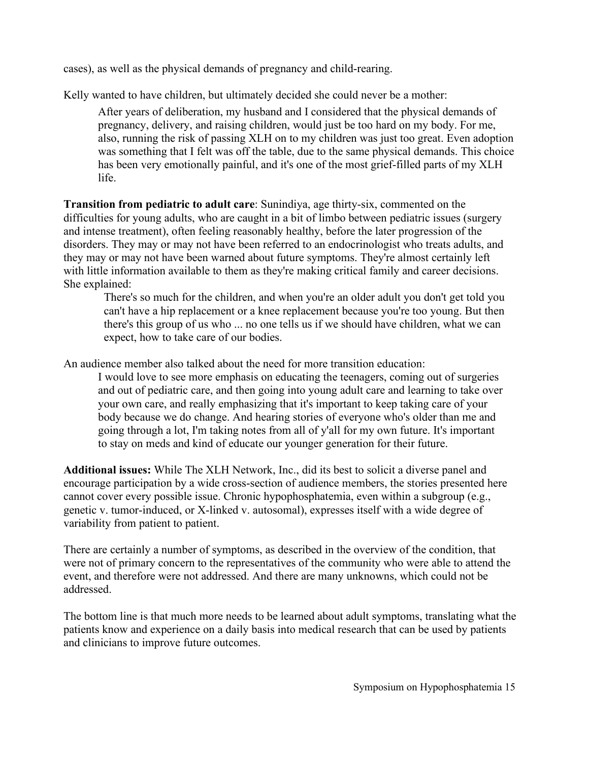cases), as well as the physical demands of pregnancy and child-rearing.

Kelly wanted to have children, but ultimately decided she could never be a mother:

> After years of deliberation, my husband and I considered that the physical demands of pregnancy, delivery, and raising children, would just be too hard on my body. For me, also, running the risk of passing XLH on to my children was just too great. Even adoption was something that I felt was off the table, due to the same physical demands. This choice has been very emotionally painful, and it's one of the most grief-filled parts of my XLH life.

**Transition from pediatric to adult care**: Sunindiya, age thirty-six, commented on the difficulties for young adults, who are caught in a bit of limbo between pediatric issues (surgery and intense treatment), often feeling reasonably healthy, before the later progression of the disorders. They may or may not have been referred to an endocrinologist who treats adults, and they may or may not have been warned about future symptoms. They're almost certainly left with little information available to them as they're making critical family and career decisions. She explained:

> There's so much for the children, and when you're an older adult you don't get told you can't have a hip replacement or a knee replacement because you're too young. But then there's this group of us who ... no one tells us if we should have children, what we can expect, how to take care of our bodies.

An audience member also talked about the need for more transition education:

> I would love to see more emphasis on educating the teenagers, coming out of surgeries and out of pediatric care, and then going into young adult care and learning to take over your own care, and really emphasizing that it's important to keep taking care of your body because we do change. And hearing stories of everyone who's older than me and going through a lot, I'm taking notes from all of y'all for my own future. It's important to stay on meds and kind of educate our younger generation for their future.

**Additional issues:** While The XLH Network, Inc., did its best to solicit a diverse panel and encourage participation by a wide cross-section of audience members, the stories presented here cannot cover every possible issue. Chronic hypophosphatemia, even within a subgroup (e.g., genetic v. tumor-induced, or X-linked v. autosomal), expresses itself with a wide degree of variability from patient to patient.

There are certainly a number of symptoms, as described in the overview of the condition, that were not of primary concern to the representatives of the community who were able to attend the event, and therefore were not addressed. And there are many unknowns, which could not be addressed.

The bottom line is that much more needs to be learned about adult symptoms, translating what the patients know and experience on a daily basis into medical research that can be used by patients and clinicians to improve future outcomes.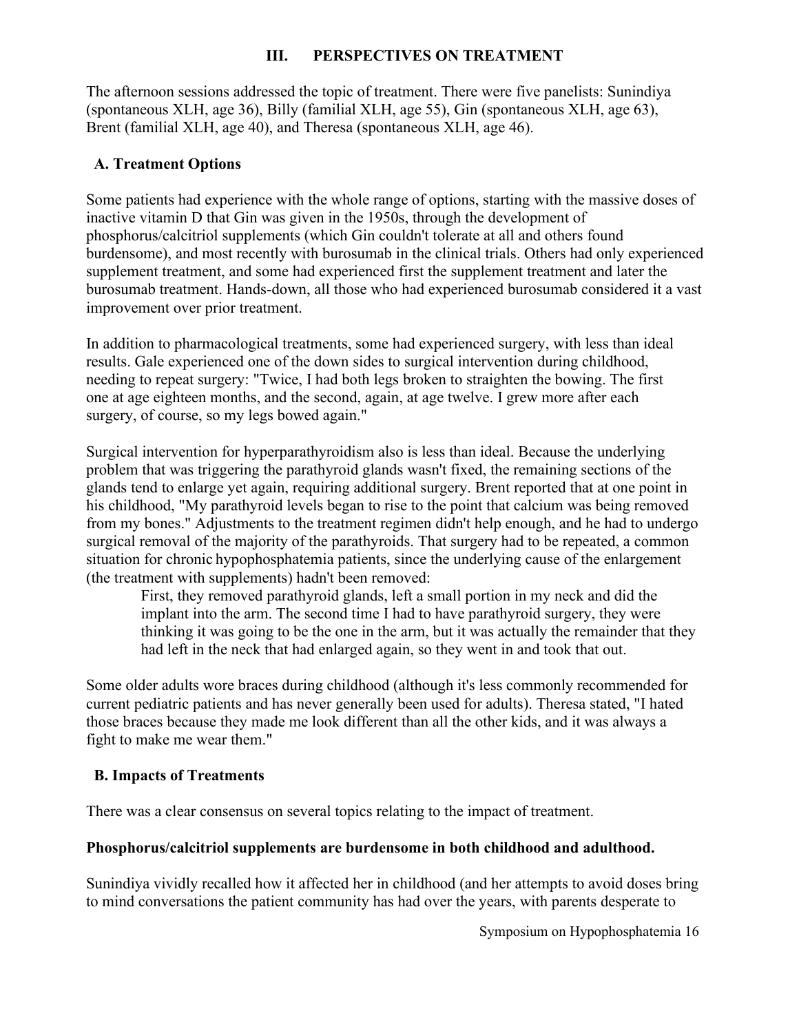## III. PERSPECTIVES ON TREATMENT

The afternoon sessions addressed the topic of treatment. There were five panelists: Sunindiya (spontaneous XLH, age 36), Billy (familial XLH, age 55), Gin (spontaneous XLH, age 63), Brent (familial XLH, age 40), and Theresa (spontaneous XLH, age 46).

### A. Treatment Options

Some patients had experience with the whole range of options, starting with the massive doses of inactive vitamin D that Gin was given in the 1950s, through the development of phosphorus/calcitriol supplements (which Gin couldn't tolerate at all and others found burdensome), and most recently with burosumab in the clinical trials. Others had only experienced supplement treatment, and some had experienced first the supplement treatment and later the burosumab treatment. Hands-down, all those who had experienced burosumab considered it a vast improvement over prior treatment.

In addition to pharmacological treatments, some had experienced surgery, with less than ideal results. Gale experienced one of the down sides to surgical intervention during childhood, needing to repeat surgery: "Twice, I had both legs broken to straighten the bowing. The first one at age eighteen months, and the second, again, at age twelve. I grew more after each surgery, of course, so my legs bowed again."

Surgical intervention for hyperparathyroidism also is less than ideal. Because the underlying problem that was triggering the parathyroid glands wasn't fixed, the remaining sections of the glands tend to enlarge yet again, requiring additional surgery. Brent reported that at one point in his childhood, "My parathyroid levels began to rise to the point that calcium was being removed from my bones." Adjustments to the treatment regimen didn't help enough, and he had to undergo surgical removal of the majority of the parathyroids. That surgery had to be repeated, a common situation for chronic hypophosphatemia patients, since the underlying cause of the enlargement (the treatment with supplements) hadn't been removed:

> First, they removed parathyroid glands, left a small portion in my neck and did the implant into the arm. The second time I had to have parathyroid surgery, they were thinking it was going to be the one in the arm, but it was actually the remainder that they had left in the neck that had enlarged again, so they went in and took that out.

Some older adults wore braces during childhood (although it's less commonly recommended for current pediatric patients and has never generally been used for adults). Theresa stated, "I hated those braces because they made me look different than all the other kids, and it was always a fight to make me wear them."

### B. Impacts of Treatments

There was a clear consensus on several topics relating to the impact of treatment.

**Phosphorus/calcitriol supplements are burdensome in both childhood and adulthood.**

Sunindiya vividly recalled how it affected her in childhood (and her attempts to avoid doses bring to mind conversations the patient community has had over the years, with parents desperate to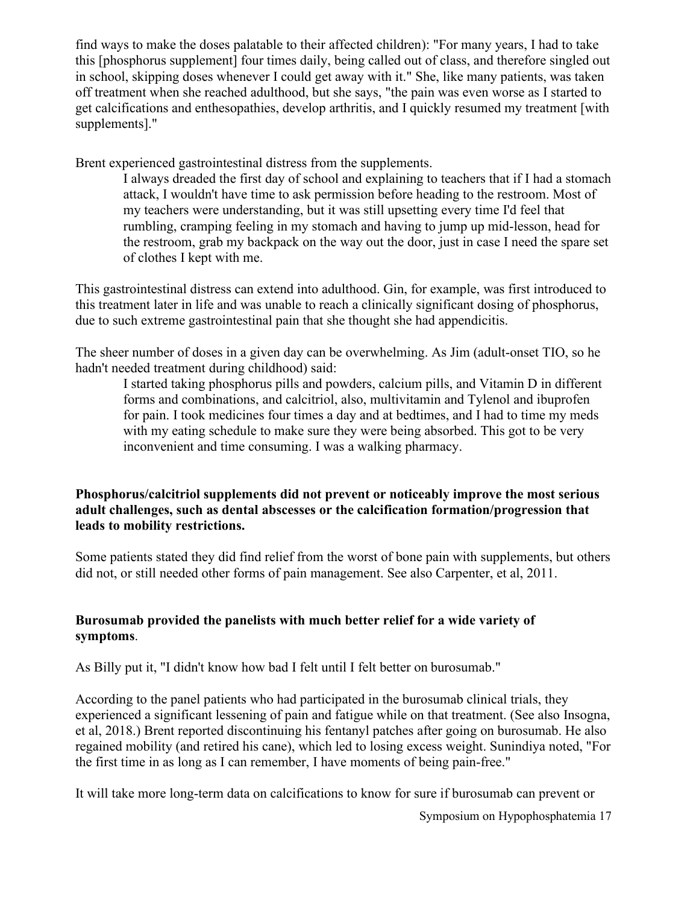find ways to make the doses palatable to their affected children): "For many years, I had to take this [phosphorus supplement] four times daily, being called out of class, and therefore singled out in school, skipping doses whenever I could get away with it." She, like many patients, was taken off treatment when she reached adulthood, but she says, "the pain was even worse as I started to get calcifications and enthesopathies, develop arthritis, and I quickly resumed my treatment [with supplements]."

Brent experienced gastrointestinal distress from the supplements.

> I always dreaded the first day of school and explaining to teachers that if I had a stomach attack, I wouldn't have time to ask permission before heading to the restroom. Most of my teachers were understanding, but it was still upsetting every time I'd feel that rumbling, cramping feeling in my stomach and having to jump up mid-lesson, head for the restroom, grab my backpack on the way out the door, just in case I need the spare set of clothes I kept with me.

This gastrointestinal distress can extend into adulthood. Gin, for example, was first introduced to this treatment later in life and was unable to reach a clinically significant dosing of phosphorus, due to such extreme gastrointestinal pain that she thought she had appendicitis.

The sheer number of doses in a given day can be overwhelming. As Jim (adult-onset TIO, so he hadn't needed treatment during childhood) said:

> I started taking phosphorus pills and powders, calcium pills, and Vitamin D in different forms and combinations, and calcitriol, also, multivitamin and Tylenol and ibuprofen for pain. I took medicines four times a day and at bedtimes, and I had to time my meds with my eating schedule to make sure they were being absorbed. This got to be very inconvenient and time consuming. I was a walking pharmacy.

**Phosphorus/calcitriol supplements did not prevent or noticeably improve the most serious adult challenges, such as dental abscesses or the calcification formation/progression that leads to mobility restrictions.**

Some patients stated they did find relief from the worst of bone pain with supplements, but others did not, or still needed other forms of pain management. See also Carpenter, et al, 2011.

**Burosumab provided the panelists with much better relief for a wide variety of symptoms**.

As Billy put it, "I didn't know how bad I felt until I felt better on burosumab."

According to the panel patients who had participated in the burosumab clinical trials, they experienced a significant lessening of pain and fatigue while on that treatment. (See also Insogna, et al, 2018.) Brent reported discontinuing his fentanyl patches after going on burosumab. He also regained mobility (and retired his cane), which led to losing excess weight. Sunindiya noted, "For the first time in as long as I can remember, I have moments of being pain-free."

It will take more long-term data on calcifications to know for sure if burosumab can prevent or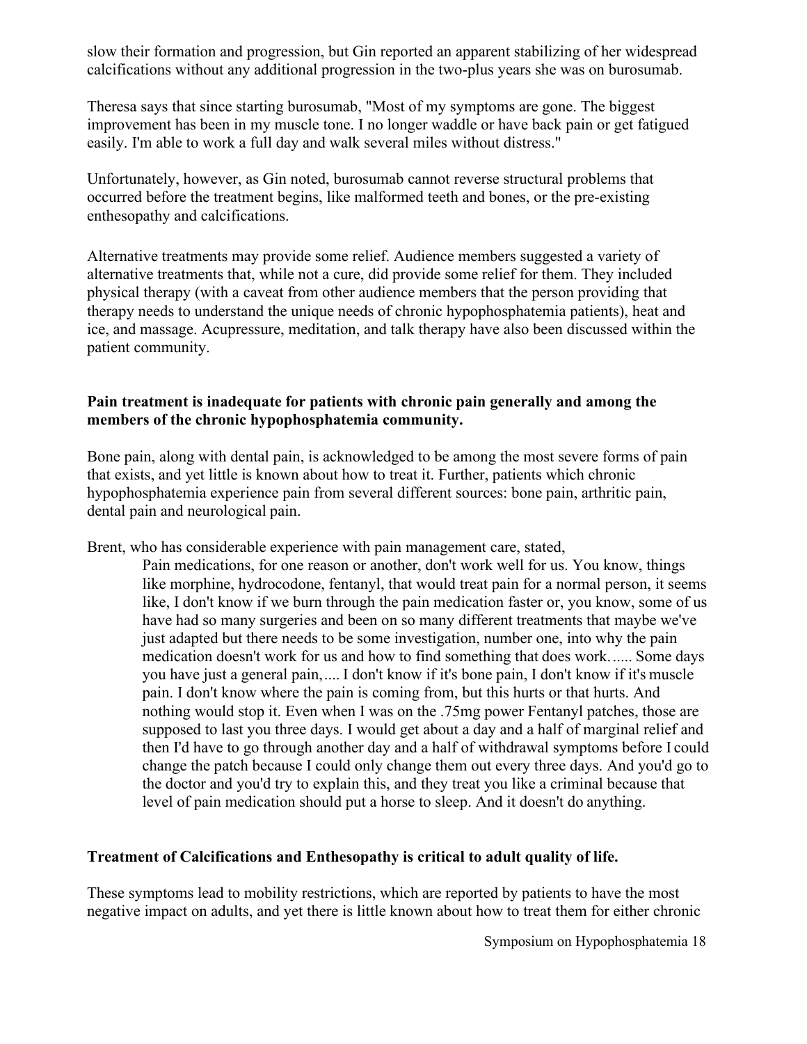slow their formation and progression, but Gin reported an apparent stabilizing of her widespread calcifications without any additional progression in the two-plus years she was on burosumab.

Theresa says that since starting burosumab, "Most of my symptoms are gone. The biggest improvement has been in my muscle tone. I no longer waddle or have back pain or get fatigued easily. I'm able to work a full day and walk several miles without distress."

Unfortunately, however, as Gin noted, burosumab cannot reverse structural problems that occurred before the treatment begins, like malformed teeth and bones, or the pre-existing enthesopathy and calcifications.

Alternative treatments may provide some relief. Audience members suggested a variety of alternative treatments that, while not a cure, did provide some relief for them. They included physical therapy (with a caveat from other audience members that the person providing that therapy needs to understand the unique needs of chronic hypophosphatemia patients), heat and ice, and massage. Acupressure, meditation, and talk therapy have also been discussed within the patient community.

**Pain treatment is inadequate for patients with chronic pain generally and among the members of the chronic hypophosphatemia community.**

Bone pain, along with dental pain, is acknowledged to be among the most severe forms of pain that exists, and yet little is known about how to treat it. Further, patients which chronic hypophosphatemia experience pain from several different sources: bone pain, arthritic pain, dental pain and neurological pain.

Brent, who has considerable experience with pain management care, stated,

> Pain medications, for one reason or another, don't work well for us. You know, things like morphine, hydrocodone, fentanyl, that would treat pain for a normal person, it seems like, I don't know if we burn through the pain medication faster or, you know, some of us have had so many surgeries and been on so many different treatments that maybe we've just adapted but there needs to be some investigation, number one, into why the pain medication doesn't work for us and how to find something that does work…... Some days you have just a general pain,…. I don't know if it's bone pain, I don't know if it's muscle pain. I don't know where the pain is coming from, but this hurts or that hurts. And nothing would stop it. Even when I was on the .75mg power Fentanyl patches, those are supposed to last you three days. I would get about a day and a half of marginal relief and then I'd have to go through another day and a half of withdrawal symptoms before I could change the patch because I could only change them out every three days. And you'd go to the doctor and you'd try to explain this, and they treat you like a criminal because that level of pain medication should put a horse to sleep. And it doesn't do anything.

**Treatment of Calcifications and Enthesopathy is critical to adult quality of life.**

These symptoms lead to mobility restrictions, which are reported by patients to have the most negative impact on adults, and yet there is little known about how to treat them for either chronic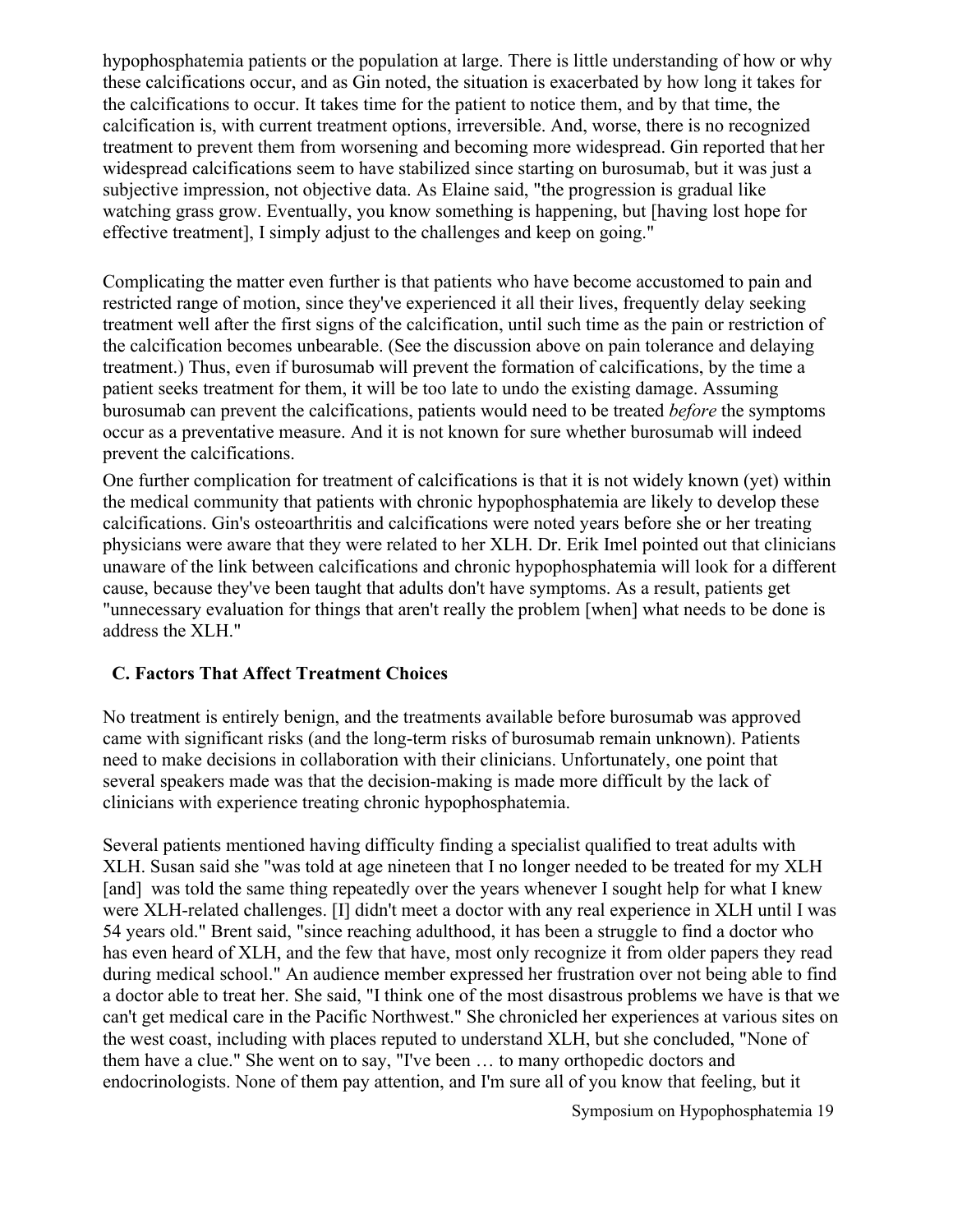hypophosphatemia patients or the population at large. There is little understanding of how or why these calcifications occur, and as Gin noted, the situation is exacerbated by how long it takes for the calcifications to occur. It takes time for the patient to notice them, and by that time, the calcification is, with current treatment options, irreversible. And, worse, there is no recognized treatment to prevent them from worsening and becoming more widespread. Gin reported that her widespread calcifications seem to have stabilized since starting on burosumab, but it was just a subjective impression, not objective data. As Elaine said, "the progression is gradual like watching grass grow. Eventually, you know something is happening, but [having lost hope for effective treatment], I simply adjust to the challenges and keep on going."

Complicating the matter even further is that patients who have become accustomed to pain and restricted range of motion, since they've experienced it all their lives, frequently delay seeking treatment well after the first signs of the calcification, until such time as the pain or restriction of the calcification becomes unbearable. (See the discussion above on pain tolerance and delaying treatment.) Thus, even if burosumab will prevent the formation of calcifications, by the time a patient seeks treatment for them, it will be too late to undo the existing damage. Assuming burosumab can prevent the calcifications, patients would need to be treated *before* the symptoms occur as a preventative measure. And it is not known for sure whether burosumab will indeed prevent the calcifications.

One further complication for treatment of calcifications is that it is not widely known (yet) within the medical community that patients with chronic hypophosphatemia are likely to develop these calcifications. Gin's osteoarthritis and calcifications were noted years before she or her treating physicians were aware that they were related to her XLH. Dr. Erik Imel pointed out that clinicians unaware of the link between calcifications and chronic hypophosphatemia will look for a different cause, because they've been taught that adults don't have symptoms. As a result, patients get "unnecessary evaluation for things that aren't really the problem [when] what needs to be done is address the XLH."

### C. Factors That Affect Treatment Choices

No treatment is entirely benign, and the treatments available before burosumab was approved came with significant risks (and the long-term risks of burosumab remain unknown). Patients need to make decisions in collaboration with their clinicians. Unfortunately, one point that several speakers made was that the decision-making is made more difficult by the lack of clinicians with experience treating chronic hypophosphatemia.

Several patients mentioned having difficulty finding a specialist qualified to treat adults with XLH. Susan said she "was told at age nineteen that I no longer needed to be treated for my XLH [and] was told the same thing repeatedly over the years whenever I sought help for what I knew were XLH-related challenges. [I] didn't meet a doctor with any real experience in XLH until I was 54 years old." Brent said, "since reaching adulthood, it has been a struggle to find a doctor who has even heard of XLH, and the few that have, most only recognize it from older papers they read during medical school." An audience member expressed her frustration over not being able to find a doctor able to treat her. She said, "I think one of the most disastrous problems we have is that we can't get medical care in the Pacific Northwest." She chronicled her experiences at various sites on the west coast, including with places reputed to understand XLH, but she concluded, "None of them have a clue." She went on to say, "I've been … to many orthopedic doctors and endocrinologists. None of them pay attention, and I'm sure all of you know that feeling, but it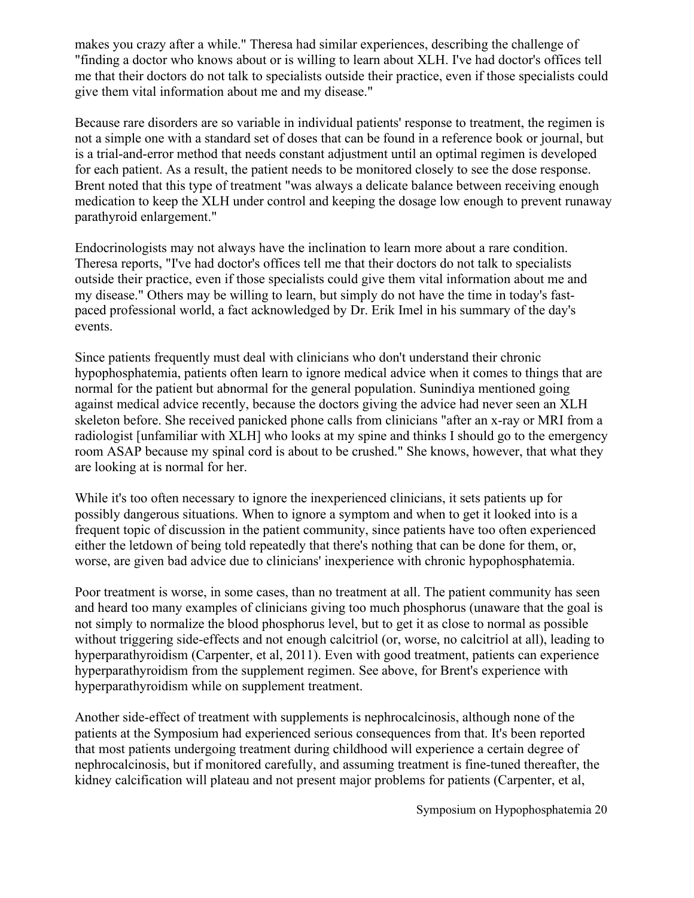makes you crazy after a while." Theresa had similar experiences, describing the challenge of "finding a doctor who knows about or is willing to learn about XLH. I've had doctor's offices tell me that their doctors do not talk to specialists outside their practice, even if those specialists could give them vital information about me and my disease."

Because rare disorders are so variable in individual patients' response to treatment, the regimen is not a simple one with a standard set of doses that can be found in a reference book or journal, but is a trial-and-error method that needs constant adjustment until an optimal regimen is developed for each patient. As a result, the patient needs to be monitored closely to see the dose response. Brent noted that this type of treatment "was always a delicate balance between receiving enough medication to keep the XLH under control and keeping the dosage low enough to prevent runaway parathyroid enlargement."

Endocrinologists may not always have the inclination to learn more about a rare condition. Theresa reports, "I've had doctor's offices tell me that their doctors do not talk to specialists outside their practice, even if those specialists could give them vital information about me and my disease." Others may be willing to learn, but simply do not have the time in today's fast-paced professional world, a fact acknowledged by Dr. Erik Imel in his summary of the day's events.

Since patients frequently must deal with clinicians who don't understand their chronic hypophosphatemia, patients often learn to ignore medical advice when it comes to things that are normal for the patient but abnormal for the general population. Sunindiya mentioned going against medical advice recently, because the doctors giving the advice had never seen an XLH skeleton before. She received panicked phone calls from clinicians "after an x-ray or MRI from a radiologist [unfamiliar with XLH] who looks at my spine and thinks I should go to the emergency room ASAP because my spinal cord is about to be crushed." She knows, however, that what they are looking at is normal for her.

While it's too often necessary to ignore the inexperienced clinicians, it sets patients up for possibly dangerous situations. When to ignore a symptom and when to get it looked into is a frequent topic of discussion in the patient community, since patients have too often experienced either the letdown of being told repeatedly that there's nothing that can be done for them, or, worse, are given bad advice due to clinicians' inexperience with chronic hypophosphatemia.

Poor treatment is worse, in some cases, than no treatment at all. The patient community has seen and heard too many examples of clinicians giving too much phosphorus (unaware that the goal is not simply to normalize the blood phosphorus level, but to get it as close to normal as possible without triggering side-effects and not enough calcitriol (or, worse, no calcitriol at all), leading to hyperparathyroidism (Carpenter, et al, 2011). Even with good treatment, patients can experience hyperparathyroidism from the supplement regimen. See above, for Brent's experience with hyperparathyroidism while on supplement treatment.

Another side-effect of treatment with supplements is nephrocalcinosis, although none of the patients at the Symposium had experienced serious consequences from that. It's been reported that most patients undergoing treatment during childhood will experience a certain degree of nephrocalcinosis, but if monitored carefully, and assuming treatment is fine-tuned thereafter, the kidney calcification will plateau and not present major problems for patients (Carpenter, et al,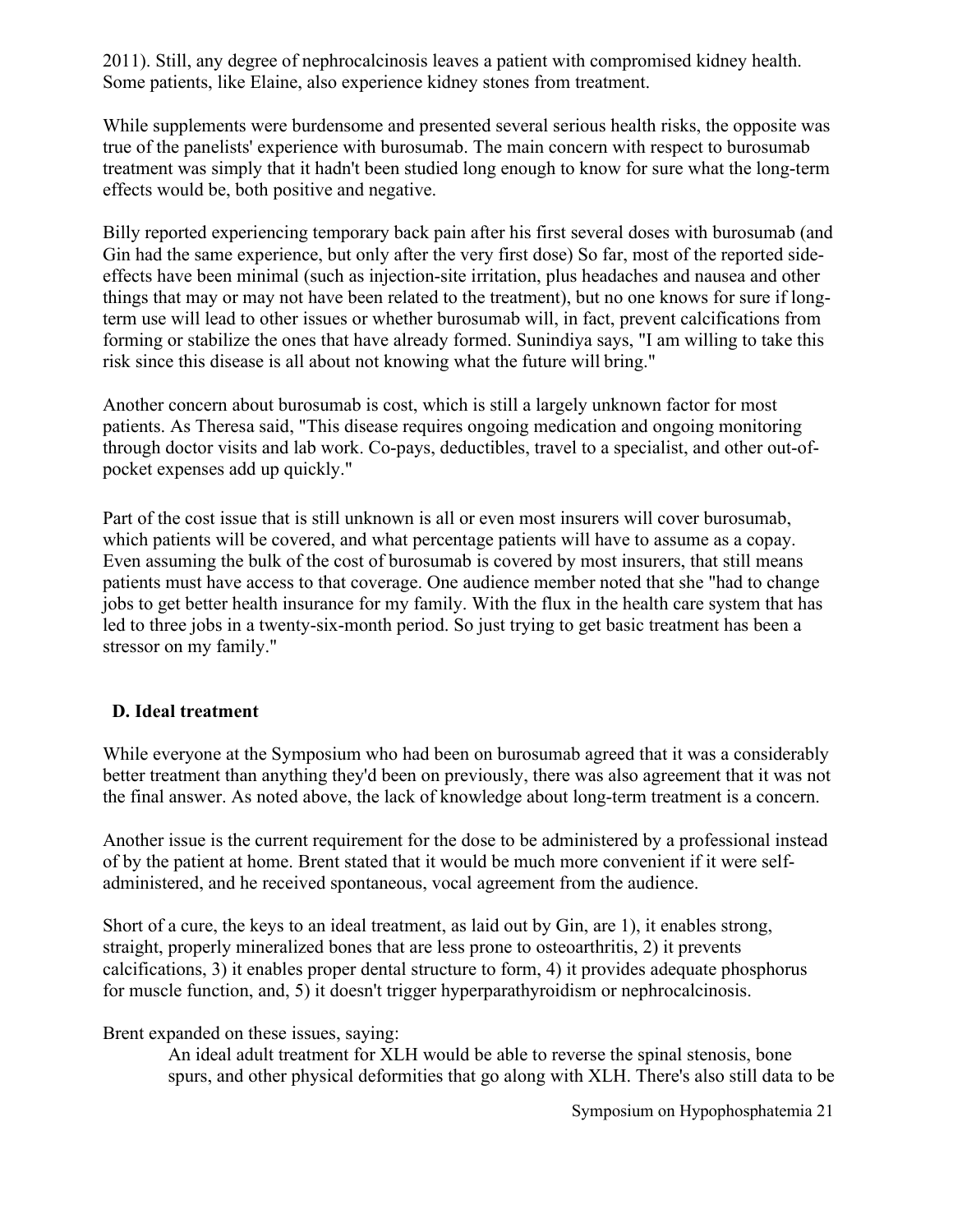2011). Still, any degree of nephrocalcinosis leaves a patient with compromised kidney health. Some patients, like Elaine, also experience kidney stones from treatment.

While supplements were burdensome and presented several serious health risks, the opposite was true of the panelists' experience with burosumab. The main concern with respect to burosumab treatment was simply that it hadn't been studied long enough to know for sure what the long-term effects would be, both positive and negative.

Billy reported experiencing temporary back pain after his first several doses with burosumab (and Gin had the same experience, but only after the very first dose) So far, most of the reported side-effects have been minimal (such as injection-site irritation, plus headaches and nausea and other things that may or may not have been related to the treatment), but no one knows for sure if long-term use will lead to other issues or whether burosumab will, in fact, prevent calcifications from forming or stabilize the ones that have already formed. Sunindiya says, "I am willing to take this risk since this disease is all about not knowing what the future will bring."

Another concern about burosumab is cost, which is still a largely unknown factor for most patients. As Theresa said, "This disease requires ongoing medication and ongoing monitoring through doctor visits and lab work. Co-pays, deductibles, travel to a specialist, and other out-of-pocket expenses add up quickly."

Part of the cost issue that is still unknown is all or even most insurers will cover burosumab, which patients will be covered, and what percentage patients will have to assume as a copay. Even assuming the bulk of the cost of burosumab is covered by most insurers, that still means patients must have access to that coverage. One audience member noted that she "had to change jobs to get better health insurance for my family. With the flux in the health care system that has led to three jobs in a twenty-six-month period. So just trying to get basic treatment has been a stressor on my family."

### D. Ideal treatment

While everyone at the Symposium who had been on burosumab agreed that it was a considerably better treatment than anything they'd been on previously, there was also agreement that it was not the final answer. As noted above, the lack of knowledge about long-term treatment is a concern.

Another issue is the current requirement for the dose to be administered by a professional instead of by the patient at home. Brent stated that it would be much more convenient if it were self-administered, and he received spontaneous, vocal agreement from the audience.

Short of a cure, the keys to an ideal treatment, as laid out by Gin, are 1), it enables strong, straight, properly mineralized bones that are less prone to osteoarthritis, 2) it prevents calcifications, 3) it enables proper dental structure to form, 4) it provides adequate phosphorus for muscle function, and, 5) it doesn't trigger hyperparathyroidism or nephrocalcinosis.

Brent expanded on these issues, saying:

> An ideal adult treatment for XLH would be able to reverse the spinal stenosis, bone spurs, and other physical deformities that go along with XLH. There's also still data to be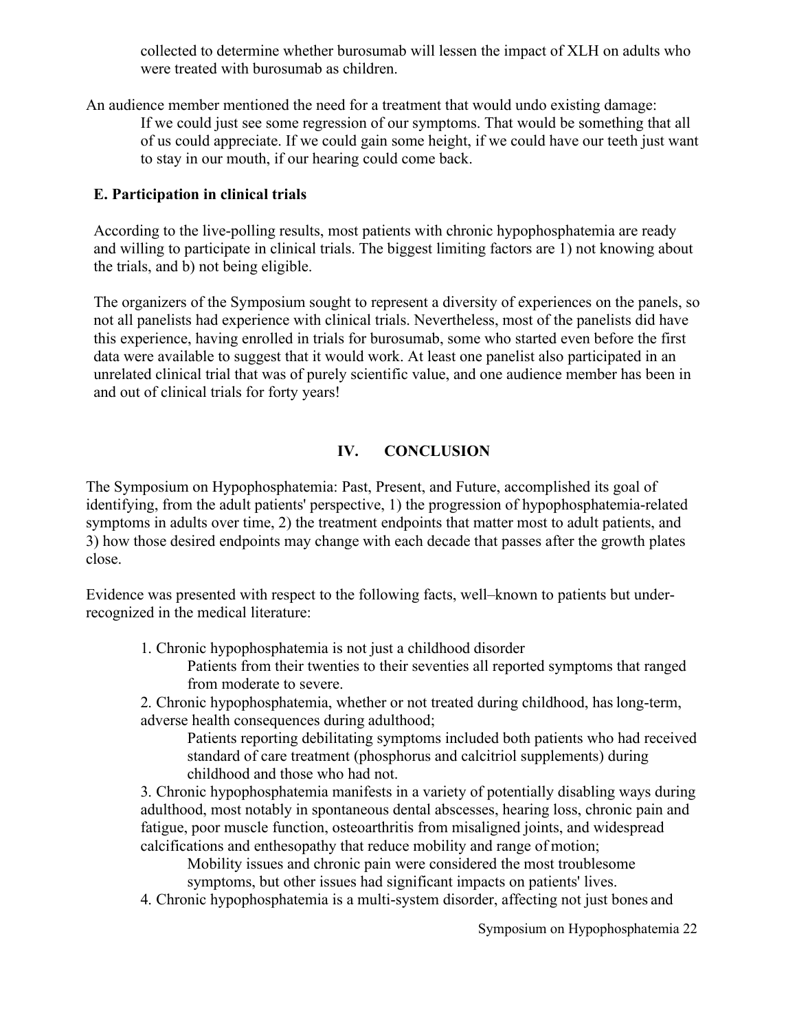collected to determine whether burosumab will lessen the impact of XLH on adults who were treated with burosumab as children.

An audience member mentioned the need for a treatment that would undo existing damage:

> If we could just see some regression of our symptoms. That would be something that all of us could appreciate. If we could gain some height, if we could have our teeth just want to stay in our mouth, if our hearing could come back.

### E. Participation in clinical trials

According to the live-polling results, most patients with chronic hypophosphatemia are ready and willing to participate in clinical trials. The biggest limiting factors are 1) not knowing about the trials, and b) not being eligible.

The organizers of the Symposium sought to represent a diversity of experiences on the panels, so not all panelists had experience with clinical trials. Nevertheless, most of the panelists did have this experience, having enrolled in trials for burosumab, some who started even before the first data were available to suggest that it would work. At least one panelist also participated in an unrelated clinical trial that was of purely scientific value, and one audience member has been in and out of clinical trials for forty years!

## IV. CONCLUSION

The Symposium on Hypophosphatemia: Past, Present, and Future, accomplished its goal of identifying, from the adult patients' perspective, 1) the progression of hypophosphatemia-related symptoms in adults over time, 2) the treatment endpoints that matter most to adult patients, and 3) how those desired endpoints may change with each decade that passes after the growth plates close.

Evidence was presented with respect to the following facts, well–known to patients but under-recognized in the medical literature:

1. Chronic hypophosphatemia is not just a childhood disorder
   
   Patients from their twenties to their seventies all reported symptoms that ranged from moderate to severe.
2. Chronic hypophosphatemia, whether or not treated during childhood, has long-term, adverse health consequences during adulthood;
   
   Patients reporting debilitating symptoms included both patients who had received standard of care treatment (phosphorus and calcitriol supplements) during childhood and those who had not.
3. Chronic hypophosphatemia manifests in a variety of potentially disabling ways during adulthood, most notably in spontaneous dental abscesses, hearing loss, chronic pain and fatigue, poor muscle function, osteoarthritis from misaligned joints, and widespread calcifications and enthesopathy that reduce mobility and range of motion;
   
   Mobility issues and chronic pain were considered the most troublesome symptoms, but other issues had significant impacts on patients' lives.
4. Chronic hypophosphatemia is a multi-system disorder, affecting not just bones and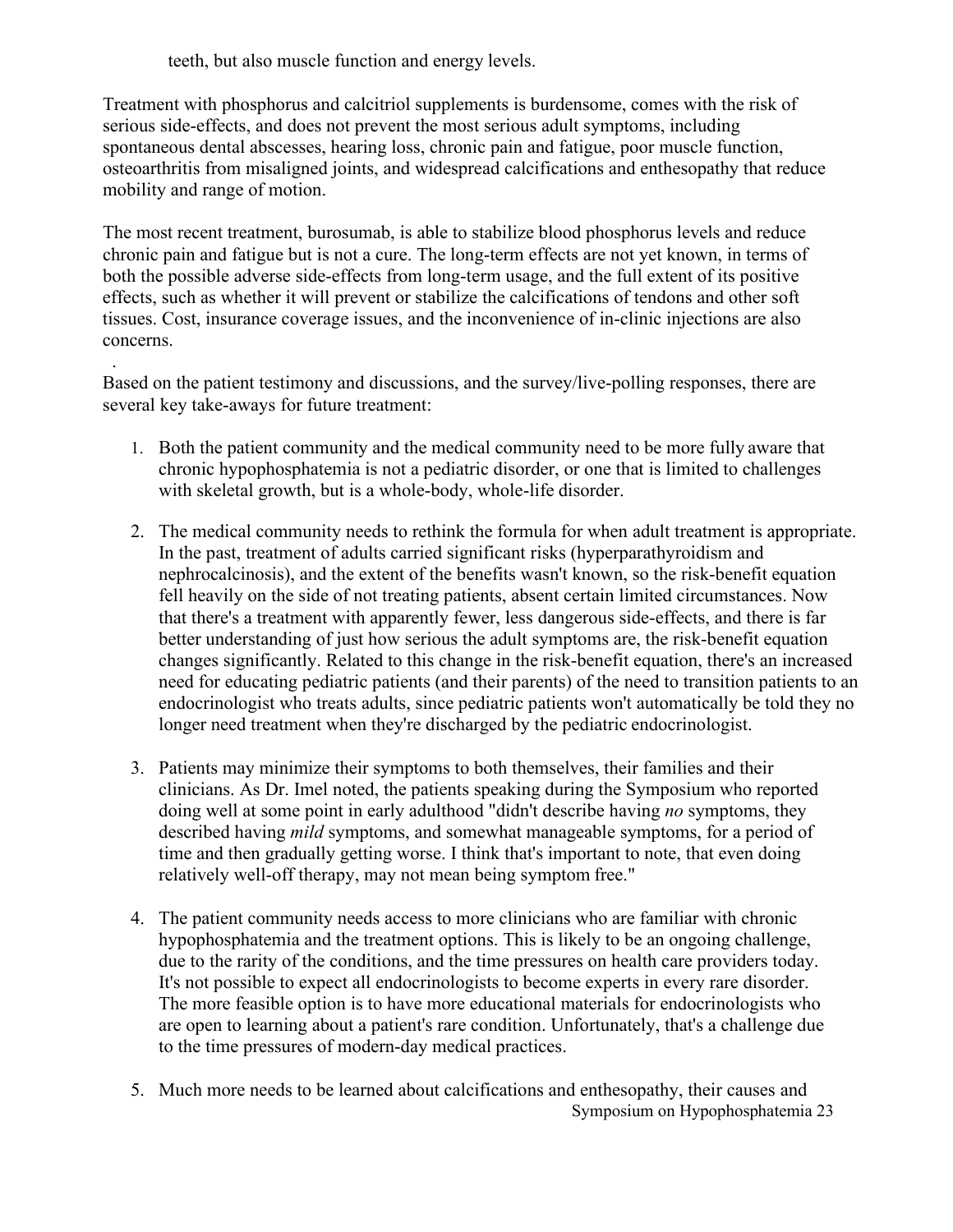teeth, but also muscle function and energy levels.

Treatment with phosphorus and calcitriol supplements is burdensome, comes with the risk of serious side-effects, and does not prevent the most serious adult symptoms, including spontaneous dental abscesses, hearing loss, chronic pain and fatigue, poor muscle function, osteoarthritis from misaligned joints, and widespread calcifications and enthesopathy that reduce mobility and range of motion.

The most recent treatment, burosumab, is able to stabilize blood phosphorus levels and reduce chronic pain and fatigue but is not a cure. The long-term effects are not yet known, in terms of both the possible adverse side-effects from long-term usage, and the full extent of its positive effects, such as whether it will prevent or stabilize the calcifications of tendons and other soft tissues. Cost, insurance coverage issues, and the inconvenience of in-clinic injections are also concerns.

Based on the patient testimony and discussions, and the survey/live-polling responses, there are several key take-aways for future treatment:

1. Both the patient community and the medical community need to be more fully aware that chronic hypophosphatemia is not a pediatric disorder, or one that is limited to challenges with skeletal growth, but is a whole-body, whole-life disorder.

2. The medical community needs to rethink the formula for when adult treatment is appropriate. In the past, treatment of adults carried significant risks (hyperparathyroidism and nephrocalcinosis), and the extent of the benefits wasn't known, so the risk-benefit equation fell heavily on the side of not treating patients, absent certain limited circumstances. Now that there's a treatment with apparently fewer, less dangerous side-effects, and there is far better understanding of just how serious the adult symptoms are, the risk-benefit equation changes significantly. Related to this change in the risk-benefit equation, there's an increased need for educating pediatric patients (and their parents) of the need to transition patients to an endocrinologist who treats adults, since pediatric patients won't automatically be told they no longer need treatment when they're discharged by the pediatric endocrinologist.

3. Patients may minimize their symptoms to both themselves, their families and their clinicians. As Dr. Imel noted, the patients speaking during the Symposium who reported doing well at some point in early adulthood "didn't describe having *no* symptoms, they described having *mild* symptoms, and somewhat manageable symptoms, for a period of time and then gradually getting worse. I think that's important to note, that even doing relatively well-off therapy, may not mean being symptom free."

4. The patient community needs access to more clinicians who are familiar with chronic hypophosphatemia and the treatment options. This is likely to be an ongoing challenge, due to the rarity of the conditions, and the time pressures on health care providers today. It's not possible to expect all endocrinologists to become experts in every rare disorder. The more feasible option is to have more educational materials for endocrinologists who are open to learning about a patient's rare condition. Unfortunately, that's a challenge due to the time pressures of modern-day medical practices.

5. Much more needs to be learned about calcifications and enthesopathy, their causes and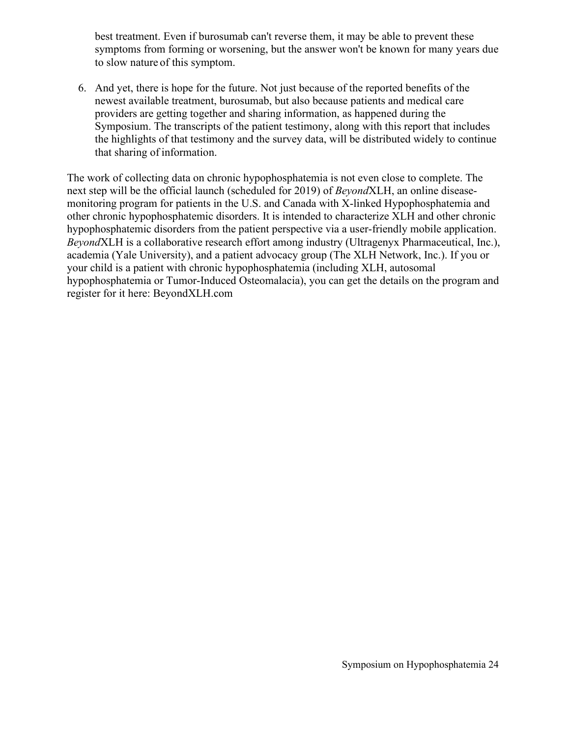best treatment. Even if burosumab can't reverse them, it may be able to prevent these symptoms from forming or worsening, but the answer won't be known for many years due to slow nature of this symptom.

6. And yet, there is hope for the future. Not just because of the reported benefits of the newest available treatment, burosumab, but also because patients and medical care providers are getting together and sharing information, as happened during the Symposium. The transcripts of the patient testimony, along with this report that includes the highlights of that testimony and the survey data, will be distributed widely to continue that sharing of information.

The work of collecting data on chronic hypophosphatemia is not even close to complete. The next step will be the official launch (scheduled for 2019) of *Beyond*XLH, an online disease-monitoring program for patients in the U.S. and Canada with X-linked Hypophosphatemia and other chronic hypophosphatemic disorders. It is intended to characterize XLH and other chronic hypophosphatemic disorders from the patient perspective via a user-friendly mobile application. *Beyond*XLH is a collaborative research effort among industry (Ultragenyx Pharmaceutical, Inc.), academia (Yale University), and a patient advocacy group (The XLH Network, Inc.). If you or your child is a patient with chronic hypophosphatemia (including XLH, autosomal hypophosphatemia or Tumor-Induced Osteomalacia), you can get the details on the program and register for it here: BeyondXLH.com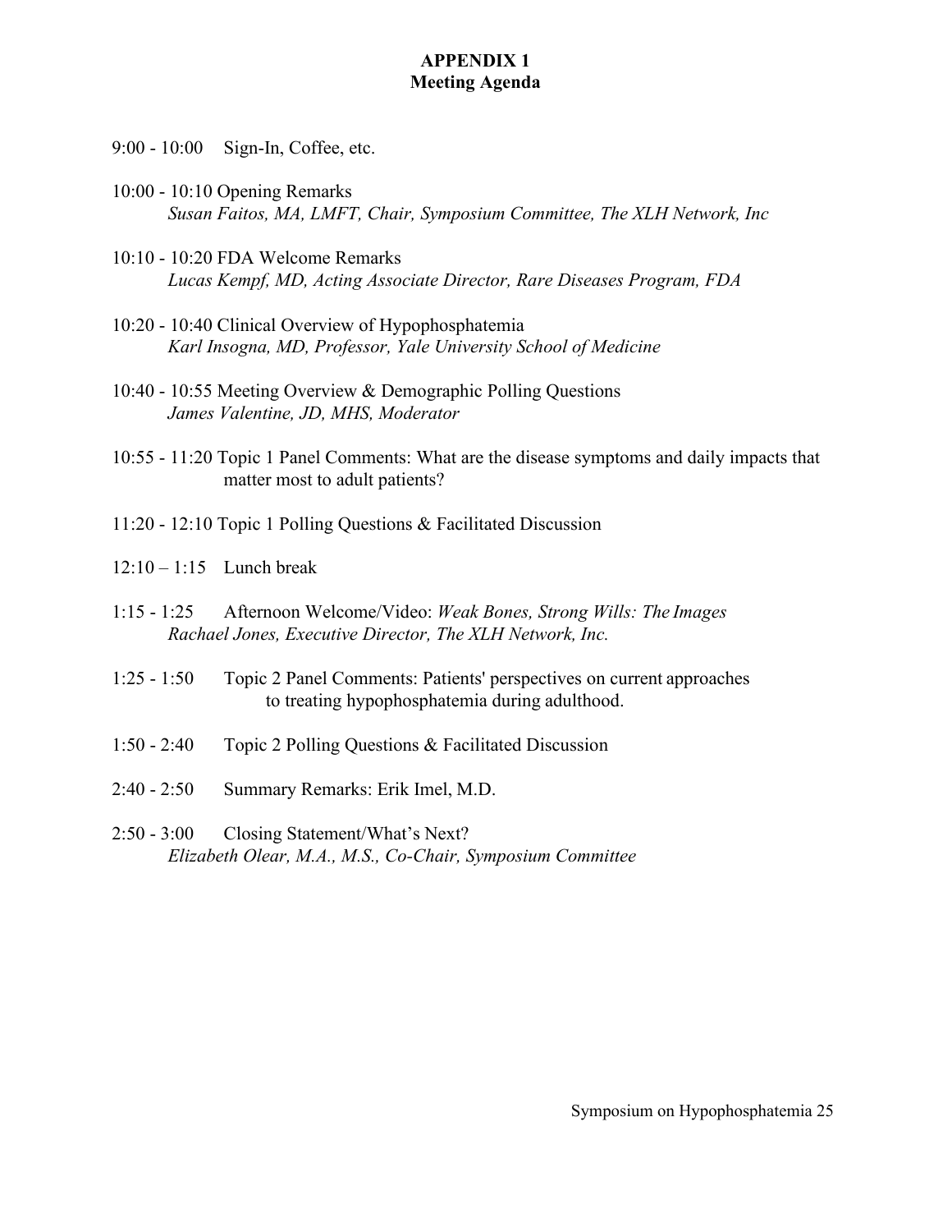# APPENDIX 1
## Meeting Agenda

9:00 - 10:00 Sign-In, Coffee, etc.

10:00 - 10:10 Opening Remarks
*Susan Faitos, MA, LMFT, Chair, Symposium Committee, The XLH Network, Inc*

10:10 - 10:20 FDA Welcome Remarks
*Lucas Kempf, MD, Acting Associate Director, Rare Diseases Program, FDA*

10:20 - 10:40 Clinical Overview of Hypophosphatemia
*Karl Insogna, MD, Professor, Yale University School of Medicine*

10:40 - 10:55 Meeting Overview & Demographic Polling Questions
*James Valentine, JD, MHS, Moderator*

10:55 - 11:20 Topic 1 Panel Comments: What are the disease symptoms and daily impacts that matter most to adult patients?

11:20 - 12:10 Topic 1 Polling Questions & Facilitated Discussion

12:10 – 1:15 Lunch break

1:15 - 1:25 Afternoon Welcome/Video: *Weak Bones, Strong Wills: The Images*
*Rachael Jones, Executive Director, The XLH Network, Inc.*

1:25 - 1:50 Topic 2 Panel Comments: Patients' perspectives on current approaches to treating hypophosphatemia during adulthood.

1:50 - 2:40 Topic 2 Polling Questions & Facilitated Discussion

2:40 - 2:50 Summary Remarks: Erik Imel, M.D.

2:50 - 3:00 Closing Statement/What's Next?
*Elizabeth Olear, M.A., M.S., Co-Chair, Symposium Committee*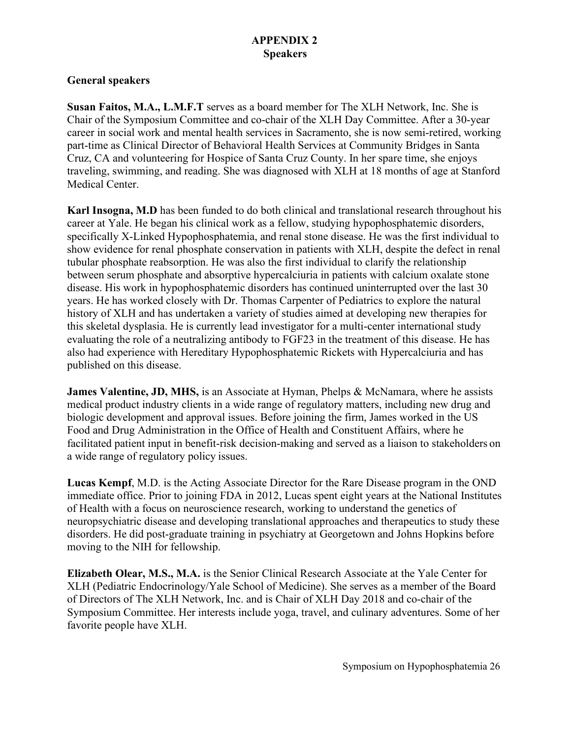# APPENDIX 2
## Speakers

### General speakers

**Susan Faitos, M.A., L.M.F.T** serves as a board member for The XLH Network, Inc. She is Chair of the Symposium Committee and co-chair of the XLH Day Committee. After a 30-year career in social work and mental health services in Sacramento, she is now semi-retired, working part-time as Clinical Director of Behavioral Health Services at Community Bridges in Santa Cruz, CA and volunteering for Hospice of Santa Cruz County. In her spare time, she enjoys traveling, swimming, and reading. She was diagnosed with XLH at 18 months of age at Stanford Medical Center.

**Karl Insogna, M.D** has been funded to do both clinical and translational research throughout his career at Yale. He began his clinical work as a fellow, studying hypophosphatemic disorders, specifically X-Linked Hypophosphatemia, and renal stone disease. He was the first individual to show evidence for renal phosphate conservation in patients with XLH, despite the defect in renal tubular phosphate reabsorption. He was also the first individual to clarify the relationship between serum phosphate and absorptive hypercalciuria in patients with calcium oxalate stone disease. His work in hypophosphatemic disorders has continued uninterrupted over the last 30 years. He has worked closely with Dr. Thomas Carpenter of Pediatrics to explore the natural history of XLH and has undertaken a variety of studies aimed at developing new therapies for this skeletal dysplasia. He is currently lead investigator for a multi-center international study evaluating the role of a neutralizing antibody to FGF23 in the treatment of this disease. He has also had experience with Hereditary Hypophosphatemic Rickets with Hypercalciuria and has published on this disease.

**James Valentine, JD, MHS,** is an Associate at Hyman, Phelps & McNamara, where he assists medical product industry clients in a wide range of regulatory matters, including new drug and biologic development and approval issues. Before joining the firm, James worked in the US Food and Drug Administration in the Office of Health and Constituent Affairs, where he facilitated patient input in benefit-risk decision-making and served as a liaison to stakeholders on a wide range of regulatory policy issues.

**Lucas Kempf**, M.D. is the Acting Associate Director for the Rare Disease program in the OND immediate office. Prior to joining FDA in 2012, Lucas spent eight years at the National Institutes of Health with a focus on neuroscience research, working to understand the genetics of neuropsychiatric disease and developing translational approaches and therapeutics to study these disorders. He did post-graduate training in psychiatry at Georgetown and Johns Hopkins before moving to the NIH for fellowship.

**Elizabeth Olear, M.S., M.A.** is the Senior Clinical Research Associate at the Yale Center for XLH (Pediatric Endocrinology/Yale School of Medicine). She serves as a member of the Board of Directors of The XLH Network, Inc. and is Chair of XLH Day 2018 and co-chair of the Symposium Committee. Her interests include yoga, travel, and culinary adventures. Some of her favorite people have XLH.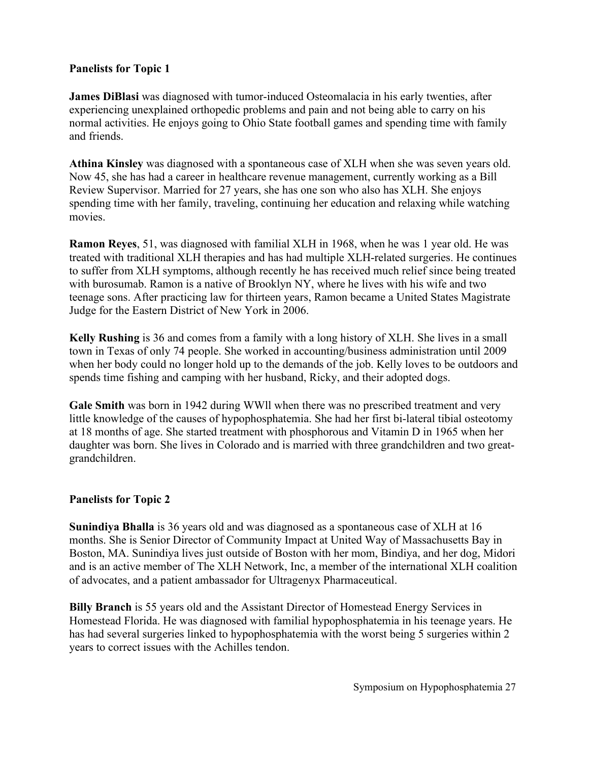## Panelists for Topic 1

**James DiBlasi** was diagnosed with tumor-induced Osteomalacia in his early twenties, after experiencing unexplained orthopedic problems and pain and not being able to carry on his normal activities. He enjoys going to Ohio State football games and spending time with family and friends.

**Athina Kinsley** was diagnosed with a spontaneous case of XLH when she was seven years old. Now 45, she has had a career in healthcare revenue management, currently working as a Bill Review Supervisor. Married for 27 years, she has one son who also has XLH. She enjoys spending time with her family, traveling, continuing her education and relaxing while watching movies.

**Ramon Reyes**, 51, was diagnosed with familial XLH in 1968, when he was 1 year old. He was treated with traditional XLH therapies and has had multiple XLH-related surgeries. He continues to suffer from XLH symptoms, although recently he has received much relief since being treated with burosumab. Ramon is a native of Brooklyn NY, where he lives with his wife and two teenage sons. After practicing law for thirteen years, Ramon became a United States Magistrate Judge for the Eastern District of New York in 2006.

**Kelly Rushing** is 36 and comes from a family with a long history of XLH. She lives in a small town in Texas of only 74 people. She worked in accounting/business administration until 2009 when her body could no longer hold up to the demands of the job. Kelly loves to be outdoors and spends time fishing and camping with her husband, Ricky, and their adopted dogs.

**Gale Smith** was born in 1942 during WWll when there was no prescribed treatment and very little knowledge of the causes of hypophosphatemia. She had her first bi-lateral tibial osteotomy at 18 months of age. She started treatment with phosphorous and Vitamin D in 1965 when her daughter was born. She lives in Colorado and is married with three grandchildren and two great-grandchildren.

## Panelists for Topic 2

**Sunindiya Bhalla** is 36 years old and was diagnosed as a spontaneous case of XLH at 16 months. She is Senior Director of Community Impact at United Way of Massachusetts Bay in Boston, MA. Sunindiya lives just outside of Boston with her mom, Bindiya, and her dog, Midori and is an active member of The XLH Network, Inc, a member of the international XLH coalition of advocates, and a patient ambassador for Ultragenyx Pharmaceutical.

**Billy Branch** is 55 years old and the Assistant Director of Homestead Energy Services in Homestead Florida. He was diagnosed with familial hypophosphatemia in his teenage years. He has had several surgeries linked to hypophosphatemia with the worst being 5 surgeries within 2 years to correct issues with the Achilles tendon.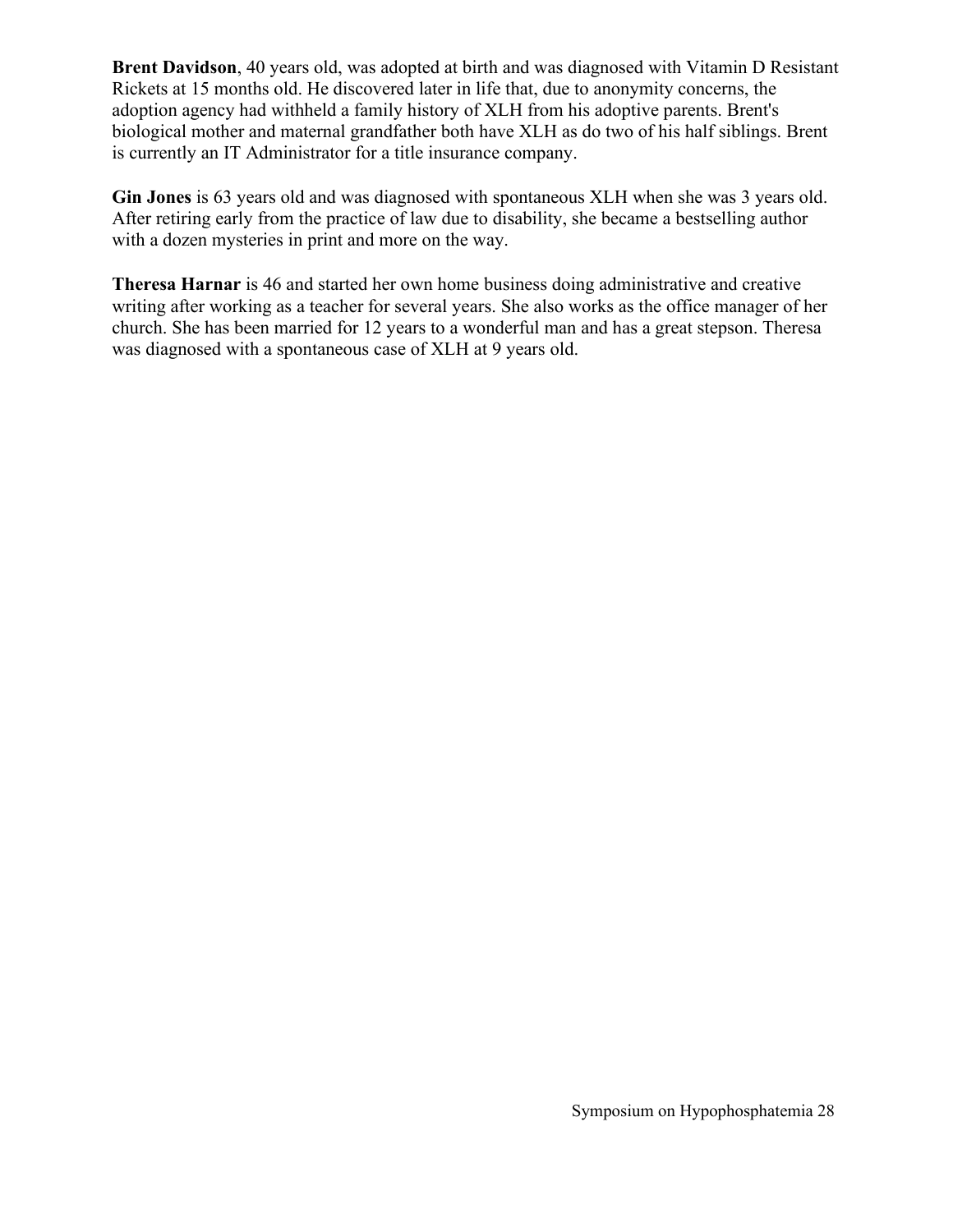**Brent Davidson**, 40 years old, was adopted at birth and was diagnosed with Vitamin D Resistant Rickets at 15 months old. He discovered later in life that, due to anonymity concerns, the adoption agency had withheld a family history of XLH from his adoptive parents. Brent's biological mother and maternal grandfather both have XLH as do two of his half siblings. Brent is currently an IT Administrator for a title insurance company.

**Gin Jones** is 63 years old and was diagnosed with spontaneous XLH when she was 3 years old. After retiring early from the practice of law due to disability, she became a bestselling author with a dozen mysteries in print and more on the way.

**Theresa Harnar** is 46 and started her own home business doing administrative and creative writing after working as a teacher for several years. She also works as the office manager of her church. She has been married for 12 years to a wonderful man and has a great stepson. Theresa was diagnosed with a spontaneous case of XLH at 9 years old.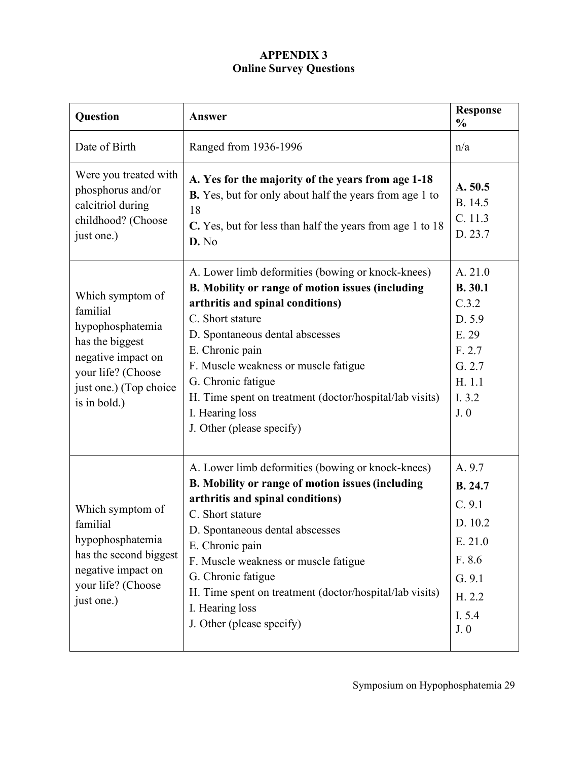## APPENDIX 3
## Online Survey Questions

| Question | Answer | Response % |
|---|---|---|
| Date of Birth | Ranged from 1936-1996 | n/a |
| Were you treated with phosphorus and/or calcitriol during childhood? (Choose just one.) | **A. Yes for the majority of the years from age 1-18**<br>**B.** Yes, but for only about half the years from age 1 to 18<br>**C.** Yes, but for less than half the years from age 1 to 18<br>**D.** No | **A. 50.5**<br>B. 14.5<br>C. 11.3<br>D. 23.7 |
| Which symptom of familial hypophosphatemia has the biggest negative impact on your life? (Choose just one.) (Top choice is in bold.) | A. Lower limb deformities (bowing or knock-knees)<br>**B. Mobility or range of motion issues (including arthritis and spinal conditions)**<br>C. Short stature<br>D. Spontaneous dental abscesses<br>E. Chronic pain<br>F. Muscle weakness or muscle fatigue<br>G. Chronic fatigue<br>H. Time spent on treatment (doctor/hospital/lab visits)<br>I. Hearing loss<br>J. Other (please specify) | A. 21.0<br>**B. 30.1**<br>C.3.2<br>D. 5.9<br>E. 29<br>F. 2.7<br>G. 2.7<br>H. 1.1<br>I. 3.2<br>J. 0 |
| Which symptom of familial hypophosphatemia has the second biggest negative impact on your life? (Choose just one.) | A. Lower limb deformities (bowing or knock-knees)<br>**B. Mobility or range of motion issues (including arthritis and spinal conditions)**<br>C. Short stature<br>D. Spontaneous dental abscesses<br>E. Chronic pain<br>F. Muscle weakness or muscle fatigue<br>G. Chronic fatigue<br>H. Time spent on treatment (doctor/hospital/lab visits)<br>I. Hearing loss<br>J. Other (please specify) | A. 9.7<br>**B. 24.7**<br>C. 9.1<br>D. 10.2<br>E. 21.0<br>F. 8.6<br>G. 9.1<br>H. 2.2<br>I. 5.4<br>J. 0 |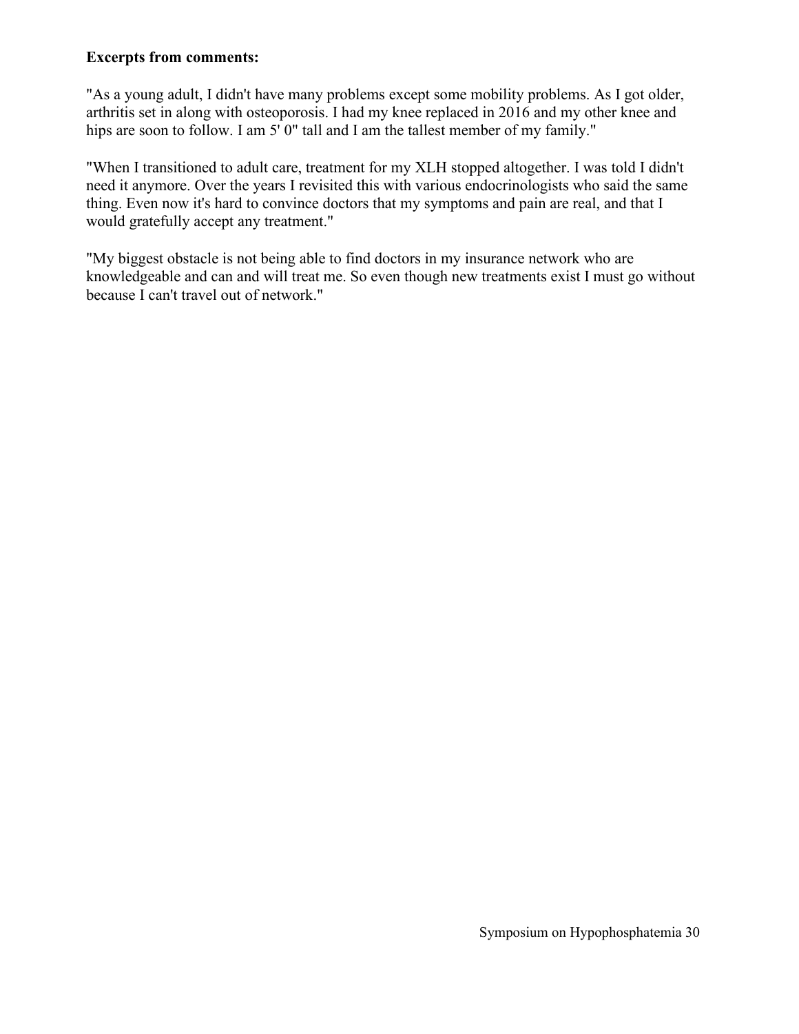**Excerpts from comments:**

"As a young adult, I didn't have many problems except some mobility problems. As I got older, arthritis set in along with osteoporosis. I had my knee replaced in 2016 and my other knee and hips are soon to follow. I am 5' 0" tall and I am the tallest member of my family."

"When I transitioned to adult care, treatment for my XLH stopped altogether. I was told I didn't need it anymore. Over the years I revisited this with various endocrinologists who said the same thing. Even now it's hard to convince doctors that my symptoms and pain are real, and that I would gratefully accept any treatment."

"My biggest obstacle is not being able to find doctors in my insurance network who are knowledgeable and can and will treat me. So even though new treatments exist I must go without because I can't travel out of network."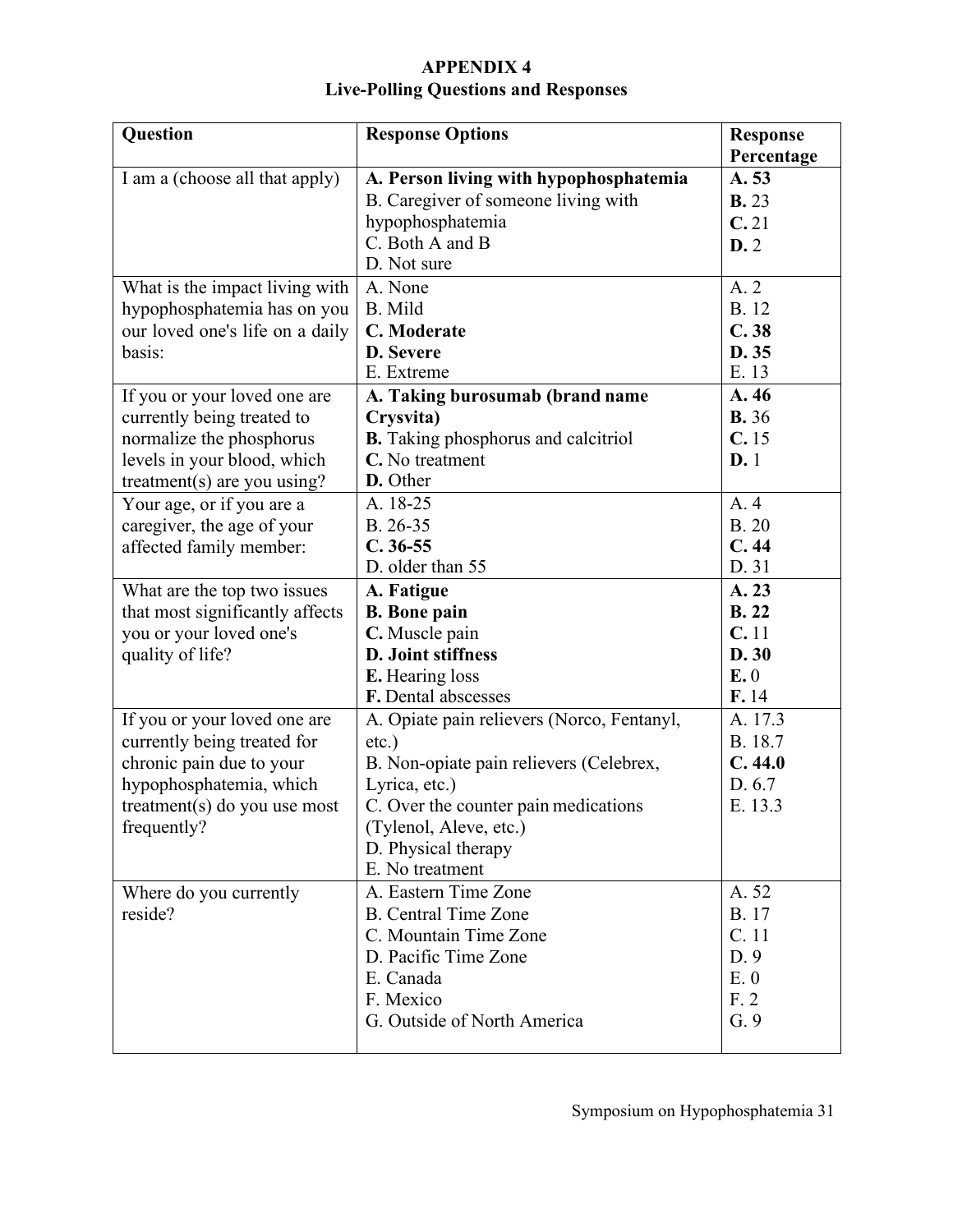# APPENDIX 4

## Live-Polling Questions and Responses

| Question | Response Options | Response Percentage |
|---|---|---|
| I am a (choose all that apply) | **A. Person living with hypophosphatemia**<br>B. Caregiver of someone living with hypophosphatemia<br>C. Both A and B<br>D. Not sure | **A. 53**<br>**B.** 23<br>**C.** 21<br>**D.** 2 |
| What is the impact living with hypophosphatemia has on you our loved one's life on a daily basis: | A. None<br>B. Mild<br>**C. Moderate**<br>**D. Severe**<br>E. Extreme | A. 2<br>B. 12<br>**C. 38**<br>**D. 35**<br>E. 13 |
| If you or your loved one are currently being treated to normalize the phosphorus levels in your blood, which treatment(s) are you using? | **A. Taking burosumab (brand name Crysvita)**<br>**B.** Taking phosphorus and calcitriol<br>**C.** No treatment<br>**D.** Other | **A. 46**<br>**B.** 36<br>**C.** 15<br>**D.** 1 |
| Your age, or if you are a caregiver, the age of your affected family member: | A. 18-25<br>B. 26-35<br>**C. 36-55**<br>D. older than 55 | A. 4<br>B. 20<br>**C. 44**<br>D. 31 |
| What are the top two issues that most significantly affects you or your loved one's quality of life? | **A. Fatigue**<br>**B. Bone pain**<br>**C.** Muscle pain<br>**D. Joint stiffness**<br>**E.** Hearing loss<br>**F.** Dental abscesses | **A. 23**<br>**B. 22**<br>**C.** 11<br>**D. 30**<br>**E.** 0<br>**F.** 14 |
| If you or your loved one are currently being treated for chronic pain due to your hypophosphatemia, which treatment(s) do you use most frequently? | A. Opiate pain relievers (Norco, Fentanyl, etc.)<br>B. Non-opiate pain relievers (Celebrex, Lyrica, etc.)<br>C. Over the counter pain medications (Tylenol, Aleve, etc.)<br>D. Physical therapy<br>E. No treatment | A. 17.3<br>B. 18.7<br>**C. 44.0**<br>D. 6.7<br>E. 13.3 |
| Where do you currently reside? | A. Eastern Time Zone<br>B. Central Time Zone<br>C. Mountain Time Zone<br>D. Pacific Time Zone<br>E. Canada<br>F. Mexico<br>G. Outside of North America | A. 52<br>B. 17<br>C. 11<br>D. 9<br>E. 0<br>F. 2<br>G. 9 |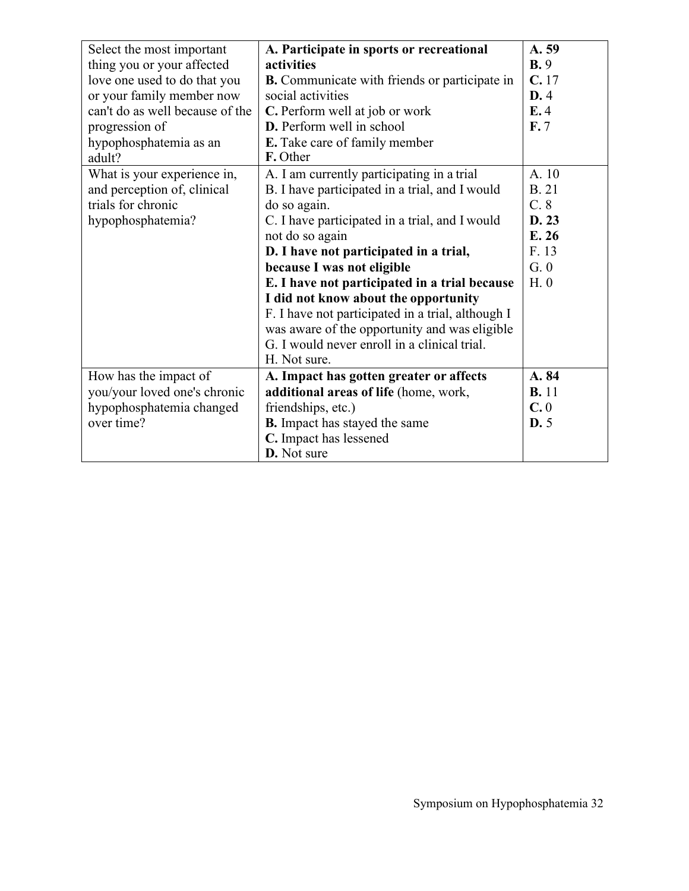| | | |
|---|---|---|
| Select the most important thing you or your affected love one used to do that you or your family member now can't do as well because of the progression of hypophosphatemia as an adult? | **A. Participate in sports or recreational activities**<br>**B.** Communicate with friends or participate in social activities<br>**C.** Perform well at job or work<br>**D.** Perform well in school<br>**E.** Take care of family member<br>**F.** Other | **A. 59**<br>**B.** 9<br>**C.** 17<br>**D.** 4<br>**E.** 4<br>**F.** 7 |
| What is your experience in, and perception of, clinical trials for chronic hypophosphatemia? | A. I am currently participating in a trial<br>B. I have participated in a trial, and I would do so again.<br>C. I have participated in a trial, and I would not do so again<br>**D. I have not participated in a trial, because I was not eligible**<br>**E. I have not participated in a trial because I did not know about the opportunity**<br>F. I have not participated in a trial, although I was aware of the opportunity and was eligible<br>G. I would never enroll in a clinical trial.<br>H. Not sure. | A. 10<br>B. 21<br>C. 8<br>**D. 23**<br>**E. 26**<br>F. 13<br>G. 0<br>H. 0 |
| How has the impact of you/your loved one's chronic hypophosphatemia changed over time? | **A. Impact has gotten greater or affects additional areas of life** (home, work, friendships, etc.)<br>**B.** Impact has stayed the same<br>**C.** Impact has lessened<br>**D.** Not sure | **A. 84**<br>**B.** 11<br>**C.** 0<br>**D.** 5 |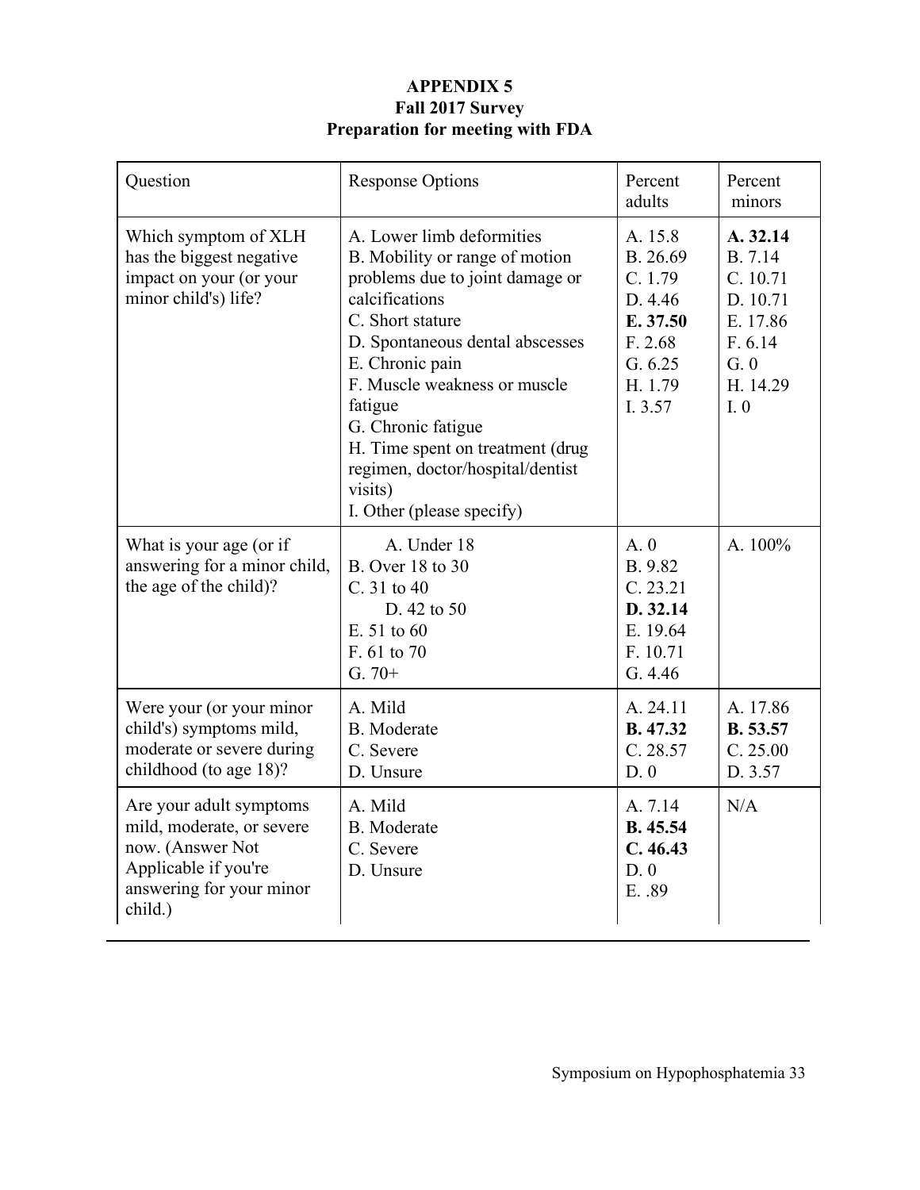# APPENDIX 5
## Fall 2017 Survey
## Preparation for meeting with FDA

| Question | Response Options | Percent adults | Percent minors |
|---|---|---|---|
| Which symptom of XLH has the biggest negative impact on your (or your minor child's) life? | A. Lower limb deformities<br>B. Mobility or range of motion problems due to joint damage or calcifications<br>C. Short stature<br>D. Spontaneous dental abscesses<br>E. Chronic pain<br>F. Muscle weakness or muscle fatigue<br>G. Chronic fatigue<br>H. Time spent on treatment (drug regimen, doctor/hospital/dentist visits)<br>I. Other (please specify) | A. 15.8<br>B. 26.69<br>C. 1.79<br>D. 4.46<br>**E. 37.50**<br>F. 2.68<br>G. 6.25<br>H. 1.79<br>I. 3.57 | **A. 32.14**<br>B. 7.14<br>C. 10.71<br>D. 10.71<br>E. 17.86<br>F. 6.14<br>G. 0<br>H. 14.29<br>I. 0 |
| What is your age (or if answering for a minor child, the age of the child)? | A. Under 18<br>B. Over 18 to 30<br>C. 31 to 40<br>D. 42 to 50<br>E. 51 to 60<br>F. 61 to 70<br>G. 70+ | A. 0<br>B. 9.82<br>C. 23.21<br>**D. 32.14**<br>E. 19.64<br>F. 10.71<br>G. 4.46 | A. 100% |
| Were your (or your minor child's) symptoms mild, moderate or severe during childhood (to age 18)? | A. Mild<br>B. Moderate<br>C. Severe<br>D. Unsure | A. 24.11<br>**B. 47.32**<br>C. 28.57<br>D. 0 | A. 17.86<br>**B. 53.57**<br>C. 25.00<br>D. 3.57 |
| Are your adult symptoms mild, moderate, or severe now. (Answer Not Applicable if you're answering for your minor child.) | A. Mild<br>B. Moderate<br>C. Severe<br>D. Unsure | A. 7.14<br>**B. 45.54**<br>**C. 46.43**<br>D. 0<br>E. .89 | N/A |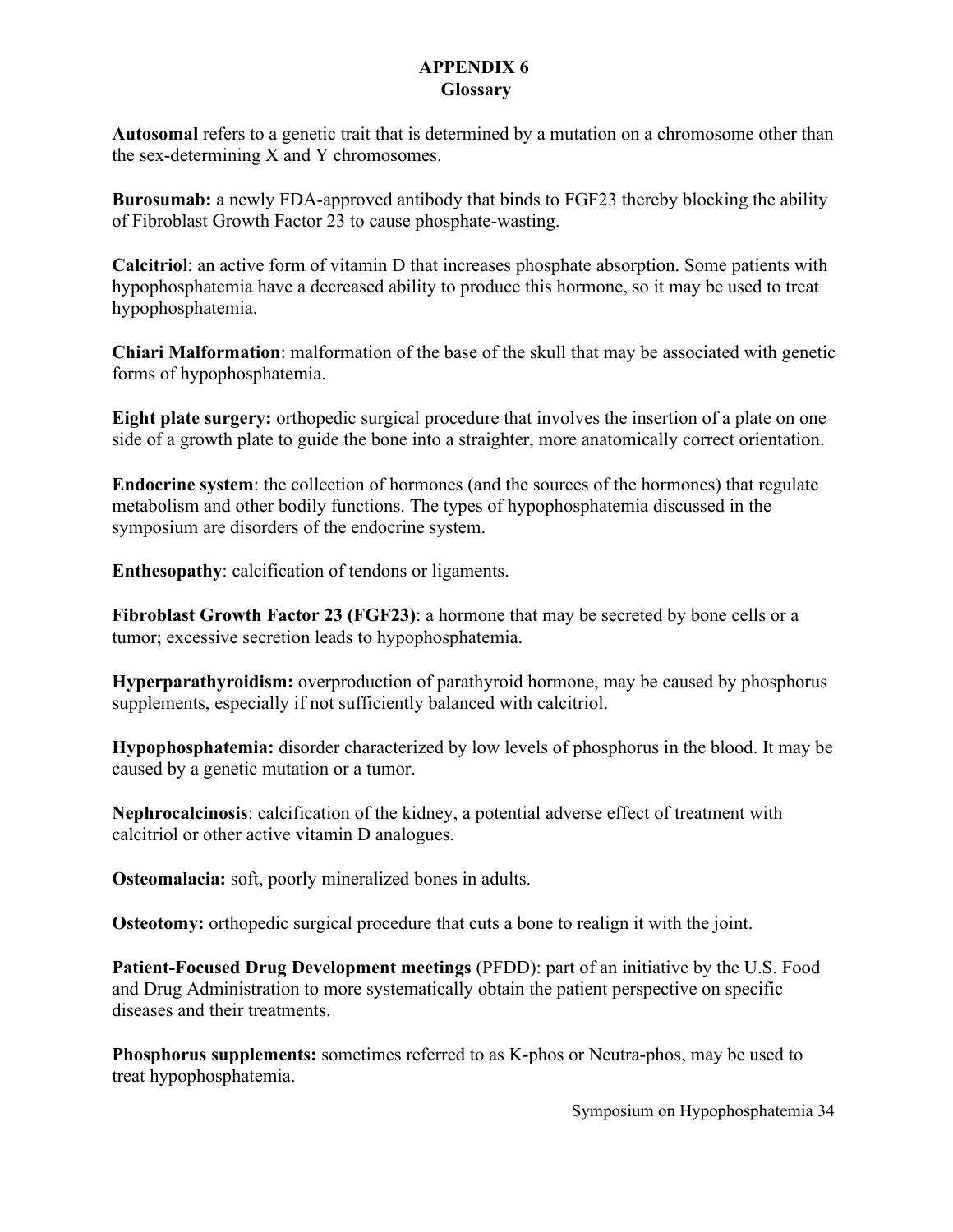# APPENDIX 6
## Glossary

**Autosomal** refers to a genetic trait that is determined by a mutation on a chromosome other than the sex-determining X and Y chromosomes.

**Burosumab:** a newly FDA-approved antibody that binds to FGF23 thereby blocking the ability of Fibroblast Growth Factor 23 to cause phosphate-wasting.

**Calcitriol**: an active form of vitamin D that increases phosphate absorption. Some patients with hypophosphatemia have a decreased ability to produce this hormone, so it may be used to treat hypophosphatemia.

**Chiari Malformation**: malformation of the base of the skull that may be associated with genetic forms of hypophosphatemia.

**Eight plate surgery:** orthopedic surgical procedure that involves the insertion of a plate on one side of a growth plate to guide the bone into a straighter, more anatomically correct orientation.

**Endocrine system**: the collection of hormones (and the sources of the hormones) that regulate metabolism and other bodily functions. The types of hypophosphatemia discussed in the symposium are disorders of the endocrine system.

**Enthesopathy**: calcification of tendons or ligaments.

**Fibroblast Growth Factor 23 (FGF23)**: a hormone that may be secreted by bone cells or a tumor; excessive secretion leads to hypophosphatemia.

**Hyperparathyroidism:** overproduction of parathyroid hormone, may be caused by phosphorus supplements, especially if not sufficiently balanced with calcitriol.

**Hypophosphatemia:** disorder characterized by low levels of phosphorus in the blood. It may be caused by a genetic mutation or a tumor.

**Nephrocalcinosis**: calcification of the kidney, a potential adverse effect of treatment with calcitriol or other active vitamin D analogues.

**Osteomalacia:** soft, poorly mineralized bones in adults.

**Osteotomy:** orthopedic surgical procedure that cuts a bone to realign it with the joint.

**Patient-Focused Drug Development meetings** (PFDD): part of an initiative by the U.S. Food and Drug Administration to more systematically obtain the patient perspective on specific diseases and their treatments.

**Phosphorus supplements:** sometimes referred to as K-phos or Neutra-phos, may be used to treat hypophosphatemia.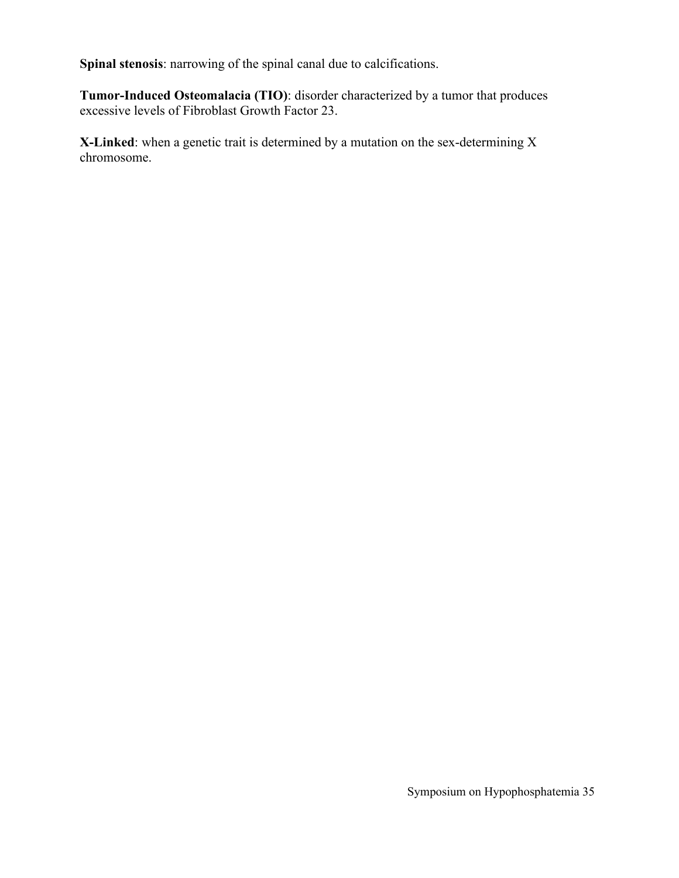**Spinal stenosis**: narrowing of the spinal canal due to calcifications.

**Tumor-Induced Osteomalacia (TIO)**: disorder characterized by a tumor that produces excessive levels of Fibroblast Growth Factor 23.

**X-Linked**: when a genetic trait is determined by a mutation on the sex-determining X chromosome.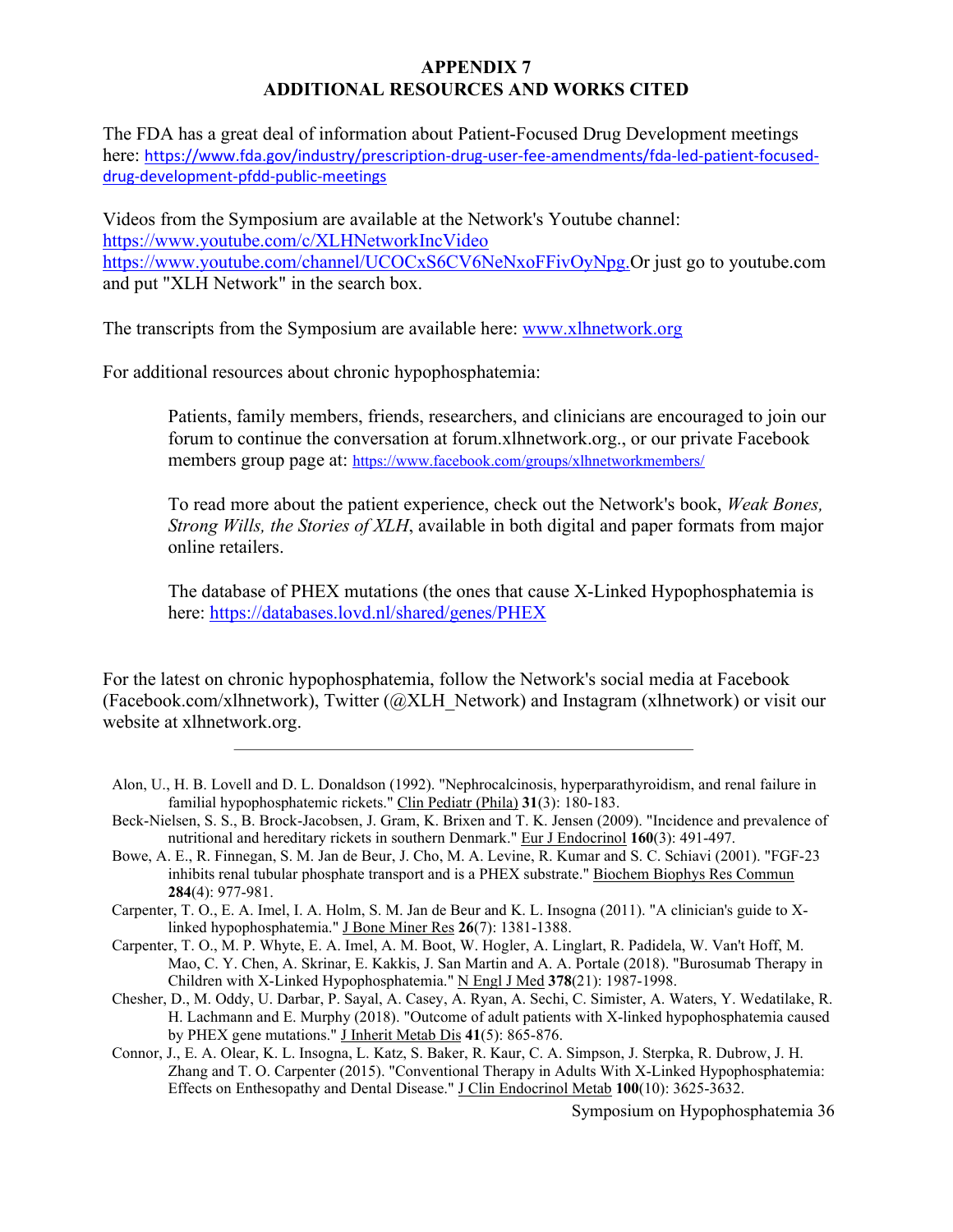# APPENDIX 7
# ADDITIONAL RESOURCES AND WORKS CITED

The FDA has a great deal of information about Patient-Focused Drug Development meetings here: https://www.fda.gov/industry/prescription-drug-user-fee-amendments/fda-led-patient-focused-drug-development-pfdd-public-meetings

Videos from the Symposium are available at the Network's Youtube channel: https://www.youtube.com/c/XLHNetworkIncVideo https://www.youtube.com/channel/UCOCxS6CV6NeNxoFFivOyNpg. Or just go to youtube.com and put "XLH Network" in the search box.

The transcripts from the Symposium are available here: www.xlhnetwork.org

For additional resources about chronic hypophosphatemia:

> Patients, family members, friends, researchers, and clinicians are encouraged to join our forum to continue the conversation at forum.xlhnetwork.org., or our private Facebook members group page at: https://www.facebook.com/groups/xlhnetworkmembers/
>
> To read more about the patient experience, check out the Network's book, *Weak Bones, Strong Wills, the Stories of XLH*, available in both digital and paper formats from major online retailers.
>
> The database of PHEX mutations (the ones that cause X-Linked Hypophosphatemia is here: https://databases.lovd.nl/shared/genes/PHEX

For the latest on chronic hypophosphatemia, follow the Network's social media at Facebook (Facebook.com/xlhnetwork), Twitter (@XLH_Network) and Instagram (xlhnetwork) or visit our website at xlhnetwork.org.

---

Alon, U., H. B. Lovell and D. L. Donaldson (1992). "Nephrocalcinosis, hyperparathyroidism, and renal failure in familial hypophosphatemic rickets." Clin Pediatr (Phila) **31**(3): 180-183.

Beck-Nielsen, S. S., B. Brock-Jacobsen, J. Gram, K. Brixen and T. K. Jensen (2009). "Incidence and prevalence of nutritional and hereditary rickets in southern Denmark." Eur J Endocrinol **160**(3): 491-497.

Bowe, A. E., R. Finnegan, S. M. Jan de Beur, J. Cho, M. A. Levine, R. Kumar and S. C. Schiavi (2001). "FGF-23 inhibits renal tubular phosphate transport and is a PHEX substrate." Biochem Biophys Res Commun **284**(4): 977-981.

Carpenter, T. O., E. A. Imel, I. A. Holm, S. M. Jan de Beur and K. L. Insogna (2011). "A clinician's guide to X-linked hypophosphatemia." J Bone Miner Res **26**(7): 1381-1388.

Carpenter, T. O., M. P. Whyte, E. A. Imel, A. M. Boot, W. Hogler, A. Linglart, R. Padidela, W. Van't Hoff, M. Mao, C. Y. Chen, A. Skrinar, E. Kakkis, J. San Martin and A. A. Portale (2018). "Burosumab Therapy in Children with X-Linked Hypophosphatemia." N Engl J Med **378**(21): 1987-1998.

Chesher, D., M. Oddy, U. Darbar, P. Sayal, A. Casey, A. Ryan, A. Sechi, C. Simister, A. Waters, Y. Wedatilake, R. H. Lachmann and E. Murphy (2018). "Outcome of adult patients with X-linked hypophosphatemia caused by PHEX gene mutations." J Inherit Metab Dis **41**(5): 865-876.

Connor, J., E. A. Olear, K. L. Insogna, L. Katz, S. Baker, R. Kaur, C. A. Simpson, J. Sterpka, R. Dubrow, J. H. Zhang and T. O. Carpenter (2015). "Conventional Therapy in Adults With X-Linked Hypophosphatemia: Effects on Enthesopathy and Dental Disease." J Clin Endocrinol Metab **100**(10): 3625-3632.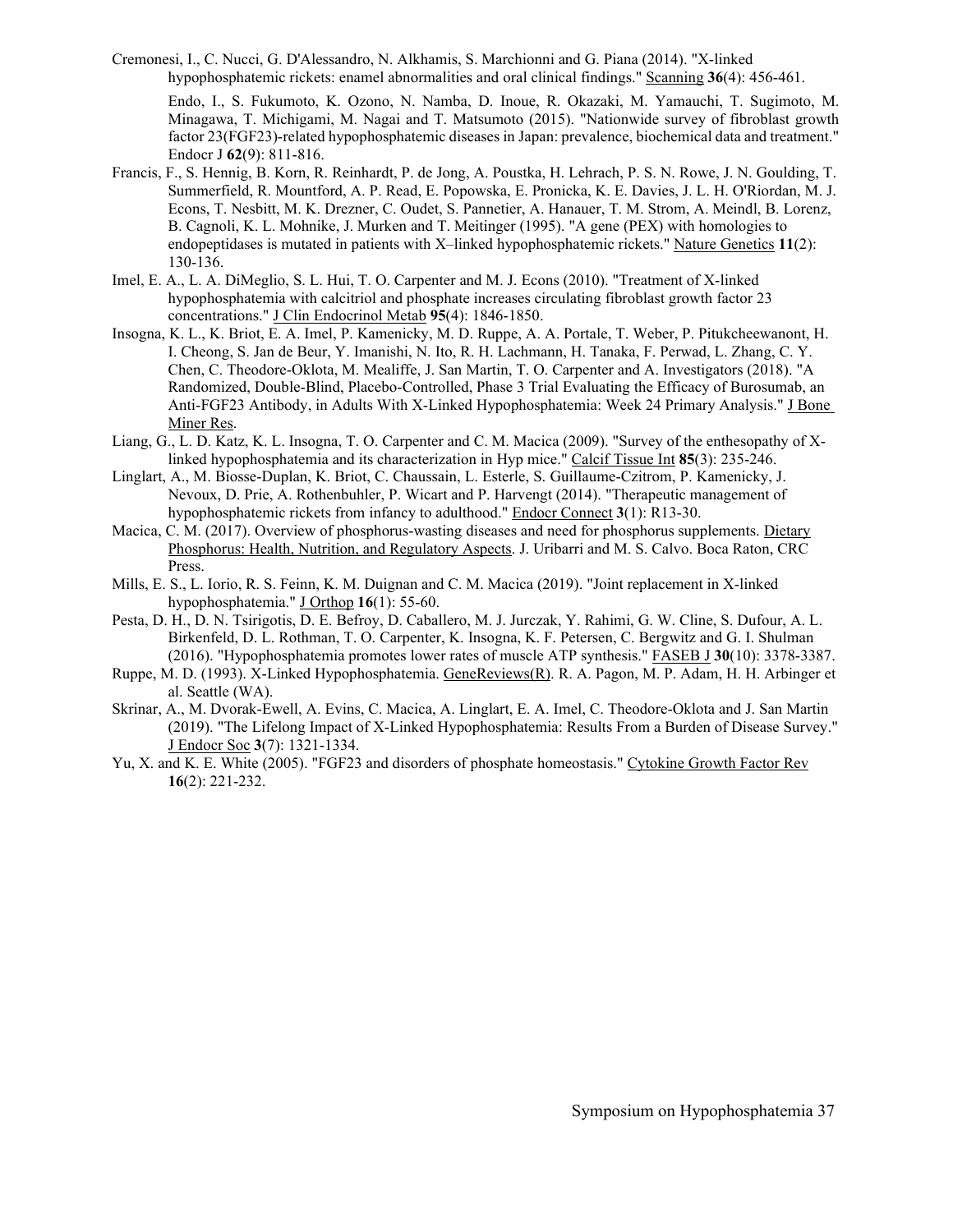Cremonesi, I., C. Nucci, G. D'Alessandro, N. Alkhamis, S. Marchionni and G. Piana (2014). "X-linked hypophosphatemic rickets: enamel abnormalities and oral clinical findings." Scanning **36**(4): 456-461.

Endo, I., S. Fukumoto, K. Ozono, N. Namba, D. Inoue, R. Okazaki, M. Yamauchi, T. Sugimoto, M. Minagawa, T. Michigami, M. Nagai and T. Matsumoto (2015). "Nationwide survey of fibroblast growth factor 23(FGF23)-related hypophosphatemic diseases in Japan: prevalence, biochemical data and treatment." Endocr J **62**(9): 811-816.

Francis, F., S. Hennig, B. Korn, R. Reinhardt, P. de Jong, A. Poustka, H. Lehrach, P. S. N. Rowe, J. N. Goulding, T. Summerfield, R. Mountford, A. P. Read, E. Popowska, E. Pronicka, K. E. Davies, J. L. H. O'Riordan, M. J. Econs, T. Nesbitt, M. K. Drezner, C. Oudet, S. Pannetier, A. Hanauer, T. M. Strom, A. Meindl, B. Lorenz, B. Cagnoli, K. L. Mohnike, J. Murken and T. Meitinger (1995). "A gene (PEX) with homologies to endopeptidases is mutated in patients with X–linked hypophosphatemic rickets." Nature Genetics **11**(2): 130-136.

Imel, E. A., L. A. DiMeglio, S. L. Hui, T. O. Carpenter and M. J. Econs (2010). "Treatment of X-linked hypophosphatemia with calcitriol and phosphate increases circulating fibroblast growth factor 23 concentrations." J Clin Endocrinol Metab **95**(4): 1846-1850.

Insogna, K. L., K. Briot, E. A. Imel, P. Kamenicky, M. D. Ruppe, A. A. Portale, T. Weber, P. Pitukcheewanont, H. I. Cheong, S. Jan de Beur, Y. Imanishi, N. Ito, R. H. Lachmann, H. Tanaka, F. Perwad, L. Zhang, C. Y. Chen, C. Theodore-Oklota, M. Mealiffe, J. San Martin, T. O. Carpenter and A. Investigators (2018). "A Randomized, Double-Blind, Placebo-Controlled, Phase 3 Trial Evaluating the Efficacy of Burosumab, an Anti-FGF23 Antibody, in Adults With X-Linked Hypophosphatemia: Week 24 Primary Analysis." J Bone Miner Res.

Liang, G., L. D. Katz, K. L. Insogna, T. O. Carpenter and C. M. Macica (2009). "Survey of the enthesopathy of X-linked hypophosphatemia and its characterization in Hyp mice." Calcif Tissue Int **85**(3): 235-246.

Linglart, A., M. Biosse-Duplan, K. Briot, C. Chaussain, L. Esterle, S. Guillaume-Czitrom, P. Kamenicky, J. Nevoux, D. Prie, A. Rothenbuhler, P. Wicart and P. Harvengt (2014). "Therapeutic management of hypophosphatemic rickets from infancy to adulthood." Endocr Connect **3**(1): R13-30.

Macica, C. M. (2017). Overview of phosphorus-wasting diseases and need for phosphorus supplements. Dietary Phosphorus: Health, Nutrition, and Regulatory Aspects. J. Uribarri and M. S. Calvo. Boca Raton, CRC Press.

Mills, E. S., L. Iorio, R. S. Feinn, K. M. Duignan and C. M. Macica (2019). "Joint replacement in X-linked hypophosphatemia." J Orthop **16**(1): 55-60.

Pesta, D. H., D. N. Tsirigotis, D. E. Befroy, D. Caballero, M. J. Jurczak, Y. Rahimi, G. W. Cline, S. Dufour, A. L. Birkenfeld, D. L. Rothman, T. O. Carpenter, K. Insogna, K. F. Petersen, C. Bergwitz and G. I. Shulman (2016). "Hypophosphatemia promotes lower rates of muscle ATP synthesis." FASEB J **30**(10): 3378-3387.

Ruppe, M. D. (1993). X-Linked Hypophosphatemia. GeneReviews(R). R. A. Pagon, M. P. Adam, H. H. Arbinger et al. Seattle (WA).

Skrinar, A., M. Dvorak-Ewell, A. Evins, C. Macica, A. Linglart, E. A. Imel, C. Theodore-Oklota and J. San Martin (2019). "The Lifelong Impact of X-Linked Hypophosphatemia: Results From a Burden of Disease Survey." J Endocr Soc **3**(7): 1321-1334.

Yu, X. and K. E. White (2005). "FGF23 and disorders of phosphate homeostasis." Cytokine Growth Factor Rev **16**(2): 221-232.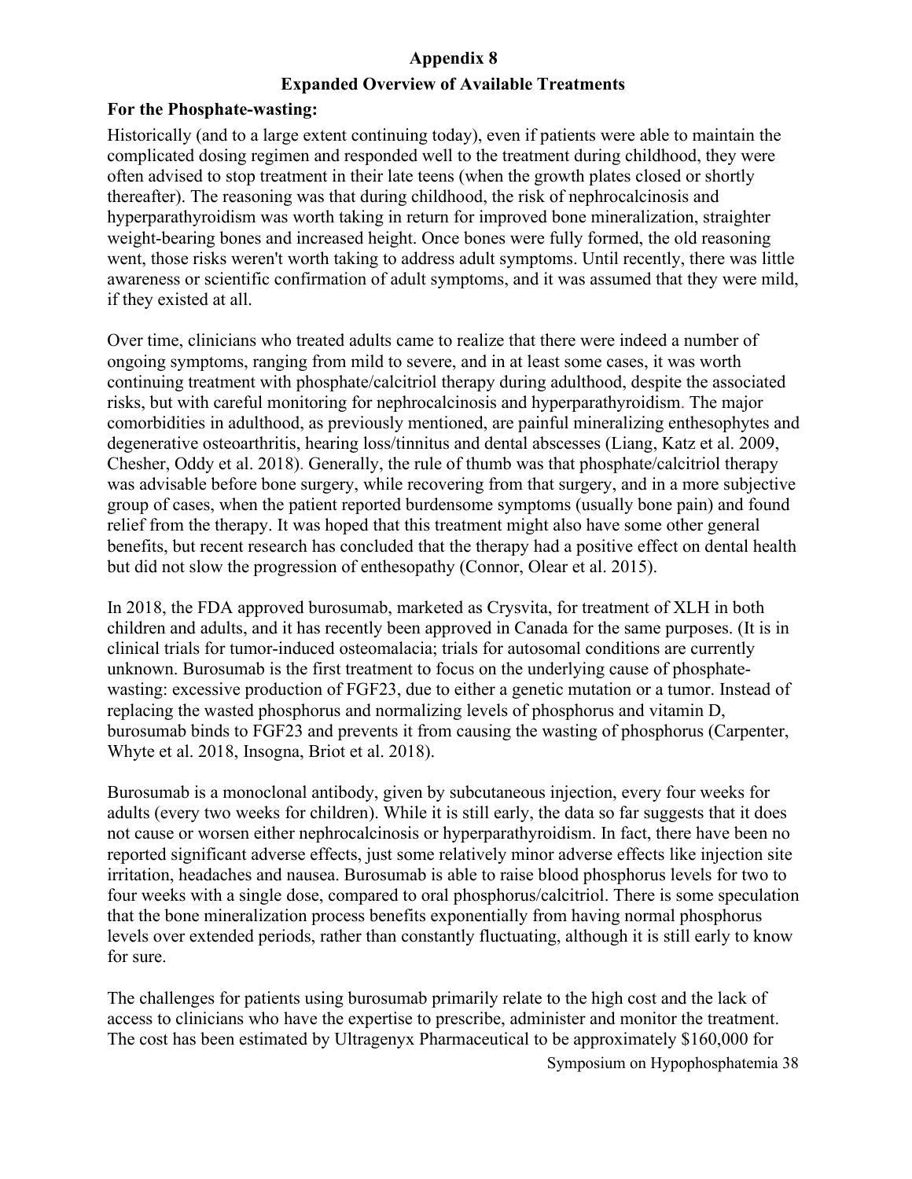## Appendix 8

## Expanded Overview of Available Treatments

### For the Phosphate-wasting:

Historically (and to a large extent continuing today), even if patients were able to maintain the complicated dosing regimen and responded well to the treatment during childhood, they were often advised to stop treatment in their late teens (when the growth plates closed or shortly thereafter). The reasoning was that during childhood, the risk of nephrocalcinosis and hyperparathyroidism was worth taking in return for improved bone mineralization, straighter weight-bearing bones and increased height. Once bones were fully formed, the old reasoning went, those risks weren't worth taking to address adult symptoms. Until recently, there was little awareness or scientific confirmation of adult symptoms, and it was assumed that they were mild, if they existed at all.

Over time, clinicians who treated adults came to realize that there were indeed a number of ongoing symptoms, ranging from mild to severe, and in at least some cases, it was worth continuing treatment with phosphate/calcitriol therapy during adulthood, despite the associated risks, but with careful monitoring for nephrocalcinosis and hyperparathyroidism. The major comorbidities in adulthood, as previously mentioned, are painful mineralizing enthesophytes and degenerative osteoarthritis, hearing loss/tinnitus and dental abscesses (Liang, Katz et al. 2009, Chesher, Oddy et al. 2018). Generally, the rule of thumb was that phosphate/calcitriol therapy was advisable before bone surgery, while recovering from that surgery, and in a more subjective group of cases, when the patient reported burdensome symptoms (usually bone pain) and found relief from the therapy. It was hoped that this treatment might also have some other general benefits, but recent research has concluded that the therapy had a positive effect on dental health but did not slow the progression of enthesopathy (Connor, Olear et al. 2015).

In 2018, the FDA approved burosumab, marketed as Crysvita, for treatment of XLH in both children and adults, and it has recently been approved in Canada for the same purposes. (It is in clinical trials for tumor-induced osteomalacia; trials for autosomal conditions are currently unknown. Burosumab is the first treatment to focus on the underlying cause of phosphate-wasting: excessive production of FGF23, due to either a genetic mutation or a tumor. Instead of replacing the wasted phosphorus and normalizing levels of phosphorus and vitamin D, burosumab binds to FGF23 and prevents it from causing the wasting of phosphorus (Carpenter, Whyte et al. 2018, Insogna, Briot et al. 2018).

Burosumab is a monoclonal antibody, given by subcutaneous injection, every four weeks for adults (every two weeks for children). While it is still early, the data so far suggests that it does not cause or worsen either nephrocalcinosis or hyperparathyroidism. In fact, there have been no reported significant adverse effects, just some relatively minor adverse effects like injection site irritation, headaches and nausea. Burosumab is able to raise blood phosphorus levels for two to four weeks with a single dose, compared to oral phosphorus/calcitriol. There is some speculation that the bone mineralization process benefits exponentially from having normal phosphorus levels over extended periods, rather than constantly fluctuating, although it is still early to know for sure.

The challenges for patients using burosumab primarily relate to the high cost and the lack of access to clinicians who have the expertise to prescribe, administer and monitor the treatment. The cost has been estimated by Ultragenyx Pharmaceutical to be approximately $160,000 for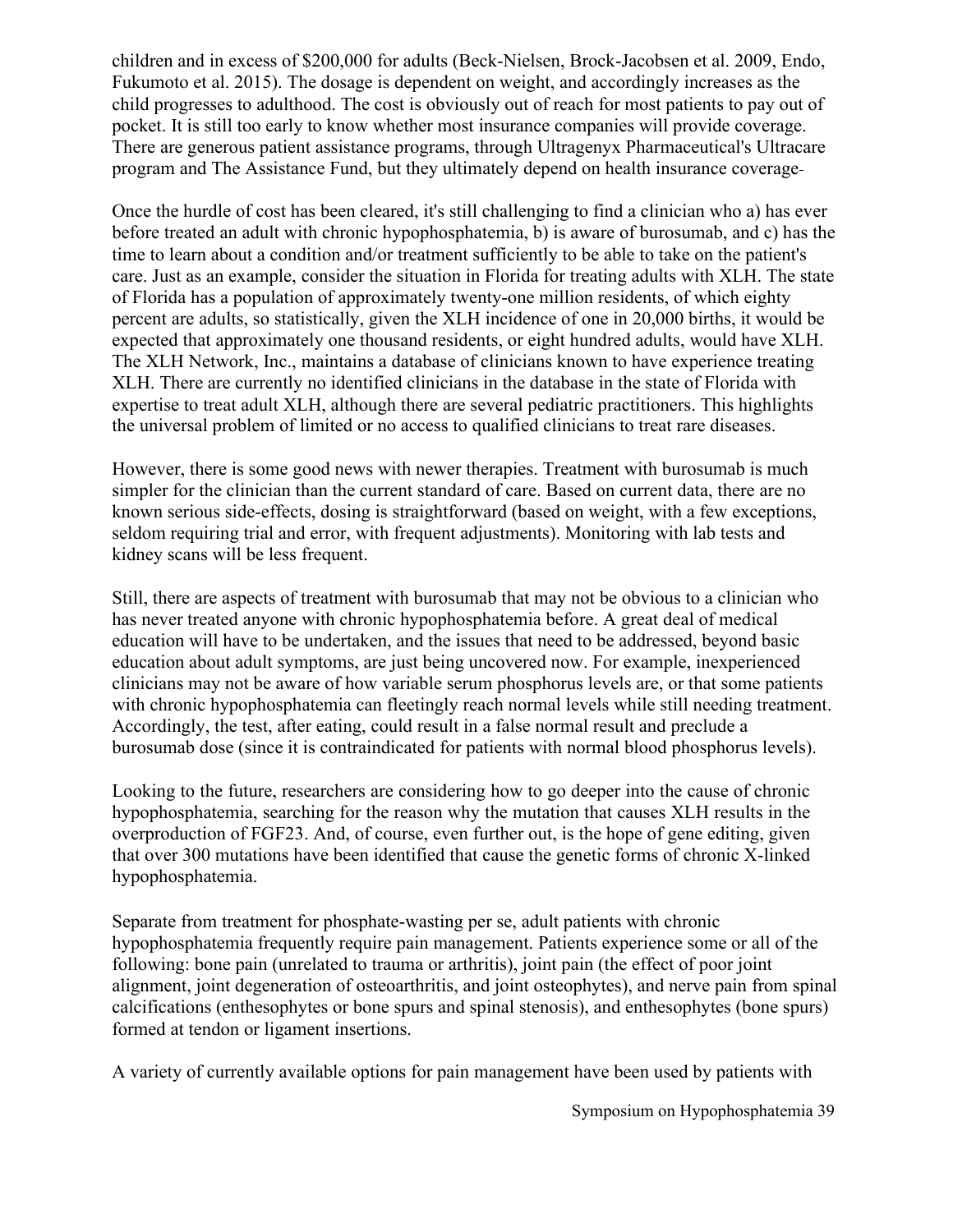children and in excess of $200,000 for adults (Beck-Nielsen, Brock-Jacobsen et al. 2009, Endo, Fukumoto et al. 2015). The dosage is dependent on weight, and accordingly increases as the child progresses to adulthood. The cost is obviously out of reach for most patients to pay out of pocket. It is still too early to know whether most insurance companies will provide coverage. There are generous patient assistance programs, through Ultragenyx Pharmaceutical's Ultracare program and The Assistance Fund, but they ultimately depend on health insurance coverage.

Once the hurdle of cost has been cleared, it's still challenging to find a clinician who a) has ever before treated an adult with chronic hypophosphatemia, b) is aware of burosumab, and c) has the time to learn about a condition and/or treatment sufficiently to be able to take on the patient's care. Just as an example, consider the situation in Florida for treating adults with XLH. The state of Florida has a population of approximately twenty-one million residents, of which eighty percent are adults, so statistically, given the XLH incidence of one in 20,000 births, it would be expected that approximately one thousand residents, or eight hundred adults, would have XLH. The XLH Network, Inc., maintains a database of clinicians known to have experience treating XLH. There are currently no identified clinicians in the database in the state of Florida with expertise to treat adult XLH, although there are several pediatric practitioners. This highlights the universal problem of limited or no access to qualified clinicians to treat rare diseases.

However, there is some good news with newer therapies. Treatment with burosumab is much simpler for the clinician than the current standard of care. Based on current data, there are no known serious side-effects, dosing is straightforward (based on weight, with a few exceptions, seldom requiring trial and error, with frequent adjustments). Monitoring with lab tests and kidney scans will be less frequent.

Still, there are aspects of treatment with burosumab that may not be obvious to a clinician who has never treated anyone with chronic hypophosphatemia before. A great deal of medical education will have to be undertaken, and the issues that need to be addressed, beyond basic education about adult symptoms, are just being uncovered now. For example, inexperienced clinicians may not be aware of how variable serum phosphorus levels are, or that some patients with chronic hypophosphatemia can fleetingly reach normal levels while still needing treatment. Accordingly, the test, after eating, could result in a false normal result and preclude a burosumab dose (since it is contraindicated for patients with normal blood phosphorus levels).

Looking to the future, researchers are considering how to go deeper into the cause of chronic hypophosphatemia, searching for the reason why the mutation that causes XLH results in the overproduction of FGF23. And, of course, even further out, is the hope of gene editing, given that over 300 mutations have been identified that cause the genetic forms of chronic X-linked hypophosphatemia.

Separate from treatment for phosphate-wasting per se, adult patients with chronic hypophosphatemia frequently require pain management. Patients experience some or all of the following: bone pain (unrelated to trauma or arthritis), joint pain (the effect of poor joint alignment, joint degeneration of osteoarthritis, and joint osteophytes), and nerve pain from spinal calcifications (enthesophytes or bone spurs and spinal stenosis), and enthesophytes (bone spurs) formed at tendon or ligament insertions.

A variety of currently available options for pain management have been used by patients with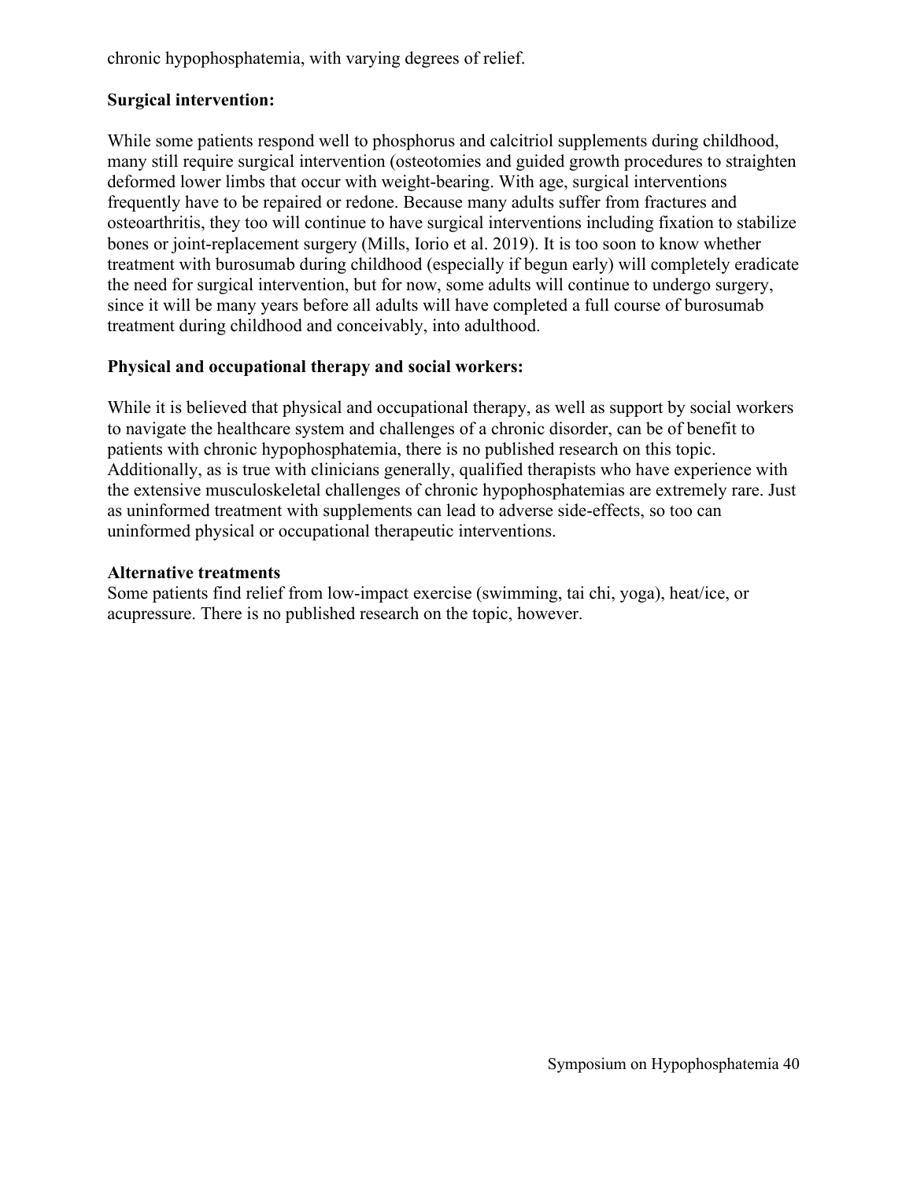chronic hypophosphatemia, with varying degrees of relief.

**Surgical intervention:**

While some patients respond well to phosphorus and calcitriol supplements during childhood, many still require surgical intervention (osteotomies and guided growth procedures to straighten deformed lower limbs that occur with weight-bearing. With age, surgical interventions frequently have to be repaired or redone. Because many adults suffer from fractures and osteoarthritis, they too will continue to have surgical interventions including fixation to stabilize bones or joint-replacement surgery (Mills, Iorio et al. 2019). It is too soon to know whether treatment with burosumab during childhood (especially if begun early) will completely eradicate the need for surgical intervention, but for now, some adults will continue to undergo surgery, since it will be many years before all adults will have completed a full course of burosumab treatment during childhood and conceivably, into adulthood.

**Physical and occupational therapy and social workers:**

While it is believed that physical and occupational therapy, as well as support by social workers to navigate the healthcare system and challenges of a chronic disorder, can be of benefit to patients with chronic hypophosphatemia, there is no published research on this topic. Additionally, as is true with clinicians generally, qualified therapists who have experience with the extensive musculoskeletal challenges of chronic hypophosphatemias are extremely rare. Just as uninformed treatment with supplements can lead to adverse side-effects, so too can uninformed physical or occupational therapeutic interventions.

**Alternative treatments**

Some patients find relief from low-impact exercise (swimming, tai chi, yoga), heat/ice, or acupressure. There is no published research on the topic, however.